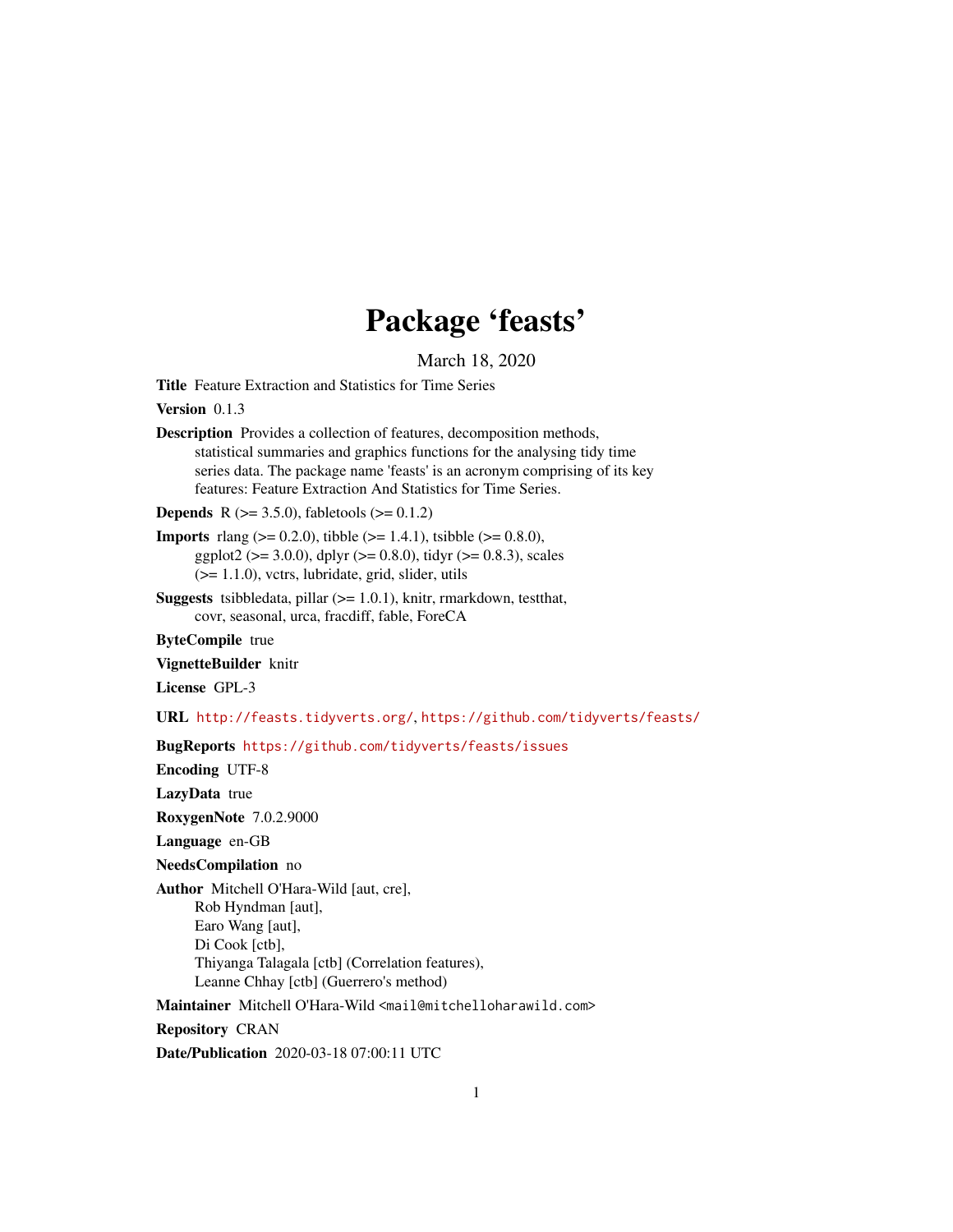# Package 'feasts'

March 18, 2020

**Title** Feature Extraction and Statistics for Time Series

**Version** 0.1.3

**Description** Provides a collection of features, decomposition methods, statistical summaries and graphics functions for the analysing tidy time series data. The package name 'feasts' is an acronym comprising of its key features: Feature Extraction And Statistics for Time Series.

**Depends** R (>= 3.5.0), fabletools (>= 0.1.2)

**Imports** rlang (>= 0.2.0), tibble (>= 1.4.1), tsibble (>= 0.8.0), ggplot2 (>= 3.0.0), dplyr (>= 0.8.0), tidyr (>= 0.8.3), scales (>= 1.1.0), vctrs, lubridate, grid, slider, utils

**Suggests** tsibbledata, pillar (>= 1.0.1), knitr, rmarkdown, testthat, covr, seasonal, urca, fracdiff, fable, ForeCA

**ByteCompile** true

**VignetteBuilder** knitr

**License** GPL-3

**URL** http://feasts.tidyverts.org/, https://github.com/tidyverts/feasts/

**BugReports** https://github.com/tidyverts/feasts/issues

**Encoding** UTF-8

**LazyData** true

**RoxygenNote** 7.0.2.9000

**Language** en-GB

**NeedsCompilation** no

**Author** Mitchell O'Hara-Wild [aut, cre],
Rob Hyndman [aut],
Earo Wang [aut],
Di Cook [ctb],
Thiyanga Talagala [ctb] (Correlation features),
Leanne Chhay [ctb] (Guerrero's method)

**Maintainer** Mitchell O'Hara-Wild <mail@mitchelloharawild.com>

**Repository** CRAN

**Date/Publication** 2020-03-18 07:00:11 UTC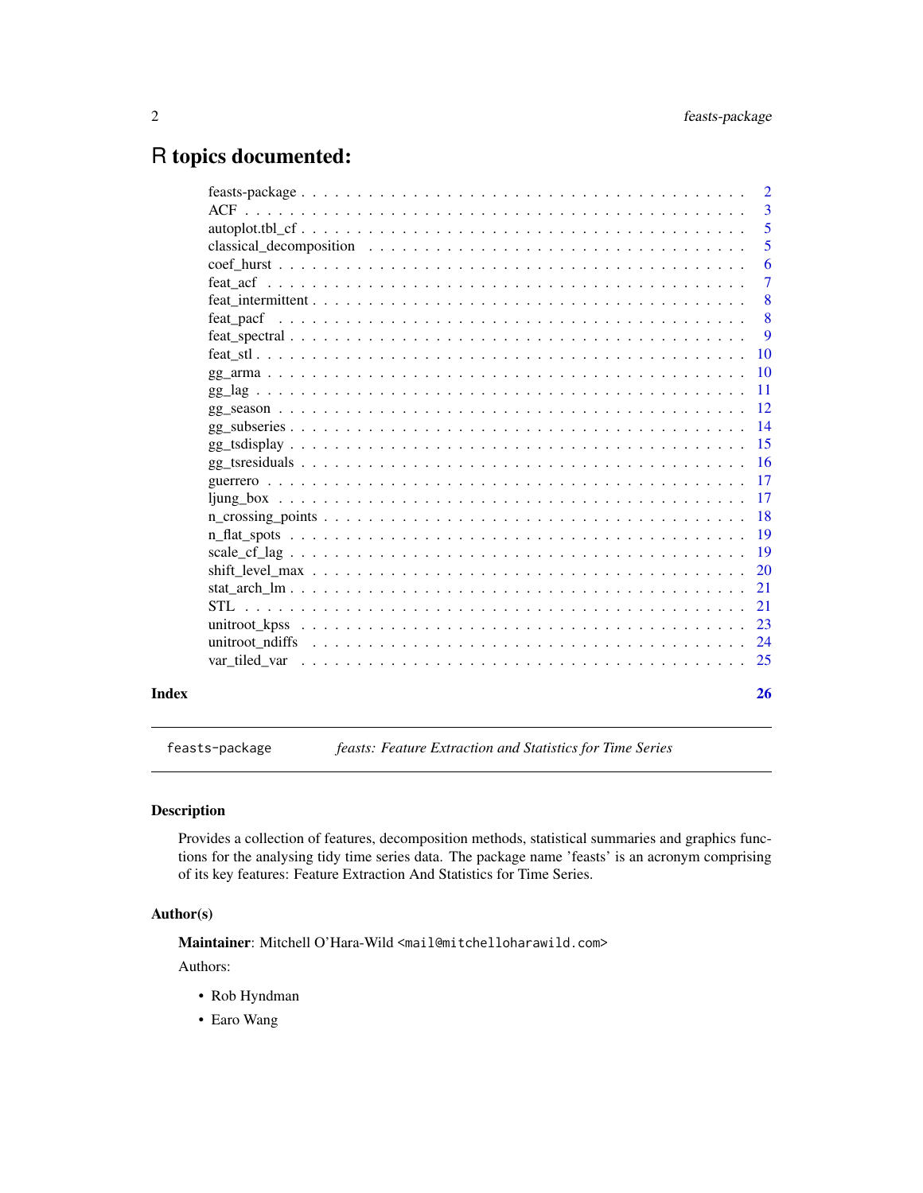# R topics documented:

| | |
|---|---|
| feasts-package | 2 |
| ACF | 3 |
| autoplot.tbl_cf | 5 |
| classical_decomposition | 5 |
| coef_hurst | 6 |
| feat_acf | 7 |
| feat_intermittent | 8 |
| feat_pacf | 8 |
| feat_spectral | 9 |
| feat_stl | 10 |
| gg_arma | 10 |
| gg_lag | 11 |
| gg_season | 12 |
| gg_subseries | 14 |
| gg_tsdisplay | 15 |
| gg_tsresiduals | 16 |
| guerrero | 17 |
| ljung_box | 17 |
| n_crossing_points | 18 |
| n_flat_spots | 19 |
| scale_cf_lag | 19 |
| shift_level_max | 20 |
| stat_arch_lm | 21 |
| STL | 21 |
| unitroot_kpss | 23 |
| unitroot_ndiffs | 24 |
| var_tiled_var | 25 |

**Index** 26

---

`feasts-package` *feasts: Feature Extraction and Statistics for Time Series*

---

### Description

Provides a collection of features, decomposition methods, statistical summaries and graphics functions for the analysing tidy time series data. The package name 'feasts' is an acronym comprising of its key features: Feature Extraction And Statistics for Time Series.

### Author(s)

**Maintainer**: Mitchell O'Hara-Wild `<mail@mitchelloharawild.com>`

Authors:

- Rob Hyndman
- Earo Wang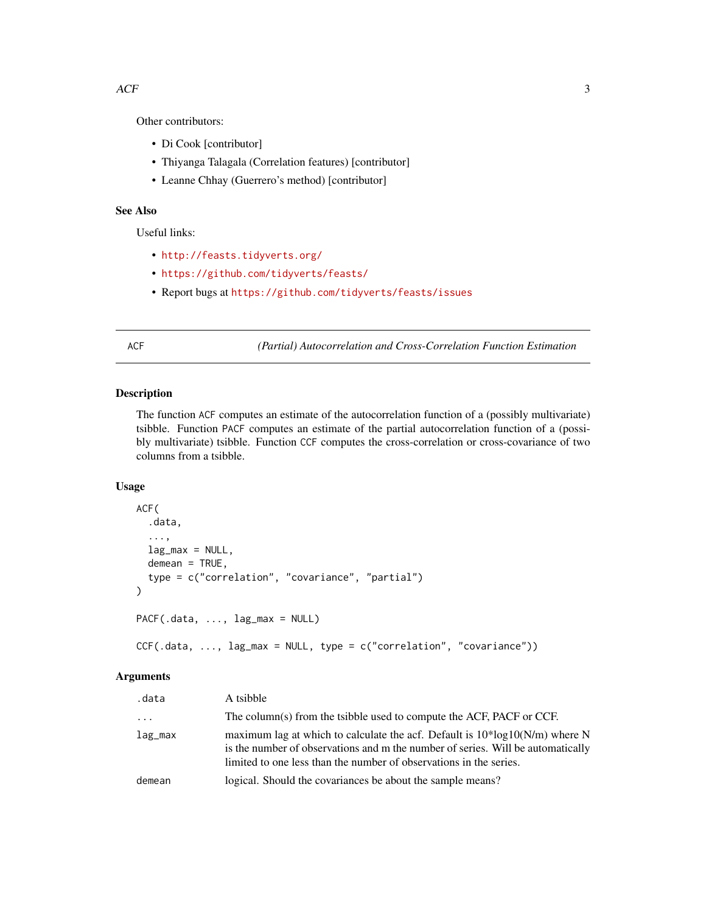Other contributors:

- Di Cook [contributor]
- Thiyanga Talagala (Correlation features) [contributor]
- Leanne Chhay (Guerrero's method) [contributor]

## See Also

Useful links:

- http://feasts.tidyverts.org/
- https://github.com/tidyverts/feasts/
- Report bugs at https://github.com/tidyverts/feasts/issues

---

ACF *(Partial) Autocorrelation and Cross-Correlation Function Estimation*

---

## Description

The function ACF computes an estimate of the autocorrelation function of a (possibly multivariate) tsibble. Function PACF computes an estimate of the partial autocorrelation function of a (possibly multivariate) tsibble. Function CCF computes the cross-correlation or cross-covariance of two columns from a tsibble.

## Usage

```
ACF(
  .data,
  ...,
  lag_max = NULL,
  demean = TRUE,
  type = c("correlation", "covariance", "partial")
)

PACF(.data, ..., lag_max = NULL)

CCF(.data, ..., lag_max = NULL, type = c("correlation", "covariance"))
```

## Arguments

| | |
|---|---|
| .data | A tsibble |
| ... | The column(s) from the tsibble used to compute the ACF, PACF or CCF. |
| lag_max | maximum lag at which to calculate the acf. Default is 10*log10(N/m) where N is the number of observations and m the number of series. Will be automatically limited to one less than the number of observations in the series. |
| demean | logical. Should the covariances be about the sample means? |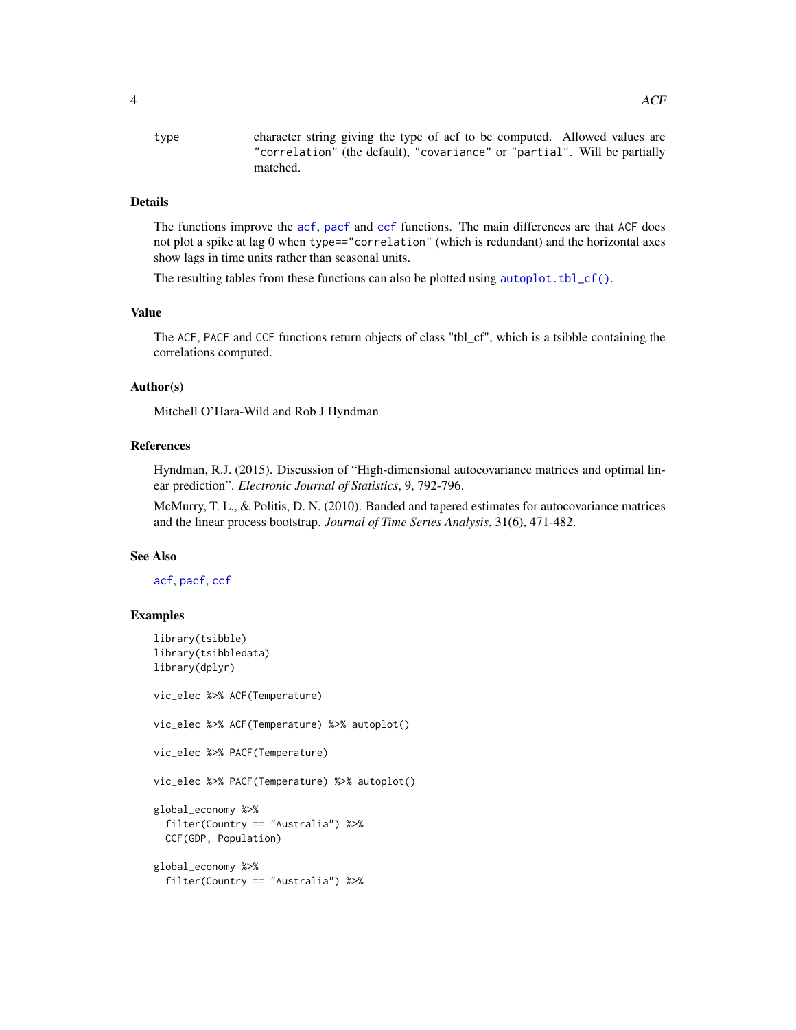type character string giving the type of acf to be computed. Allowed values are "correlation" (the default), "covariance" or "partial". Will be partially matched.

## Details

The functions improve the acf, pacf and ccf functions. The main differences are that ACF does not plot a spike at lag 0 when type=="correlation" (which is redundant) and the horizontal axes show lags in time units rather than seasonal units.

The resulting tables from these functions can also be plotted using autoplot.tbl_cf().

## Value

The ACF, PACF and CCF functions return objects of class "tbl_cf", which is a tsibble containing the correlations computed.

## Author(s)

Mitchell O'Hara-Wild and Rob J Hyndman

## References

Hyndman, R.J. (2015). Discussion of "High-dimensional autocovariance matrices and optimal linear prediction". *Electronic Journal of Statistics*, 9, 792-796.

McMurry, T. L., & Politis, D. N. (2010). Banded and tapered estimates for autocovariance matrices and the linear process bootstrap. *Journal of Time Series Analysis*, 31(6), 471-482.

## See Also

acf, pacf, ccf

## Examples

```
library(tsibble)
library(tsibbledata)
library(dplyr)

vic_elec %>% ACF(Temperature)

vic_elec %>% ACF(Temperature) %>% autoplot()

vic_elec %>% PACF(Temperature)

vic_elec %>% PACF(Temperature) %>% autoplot()

global_economy %>%
  filter(Country == "Australia") %>%
  CCF(GDP, Population)

global_economy %>%
  filter(Country == "Australia") %>%
```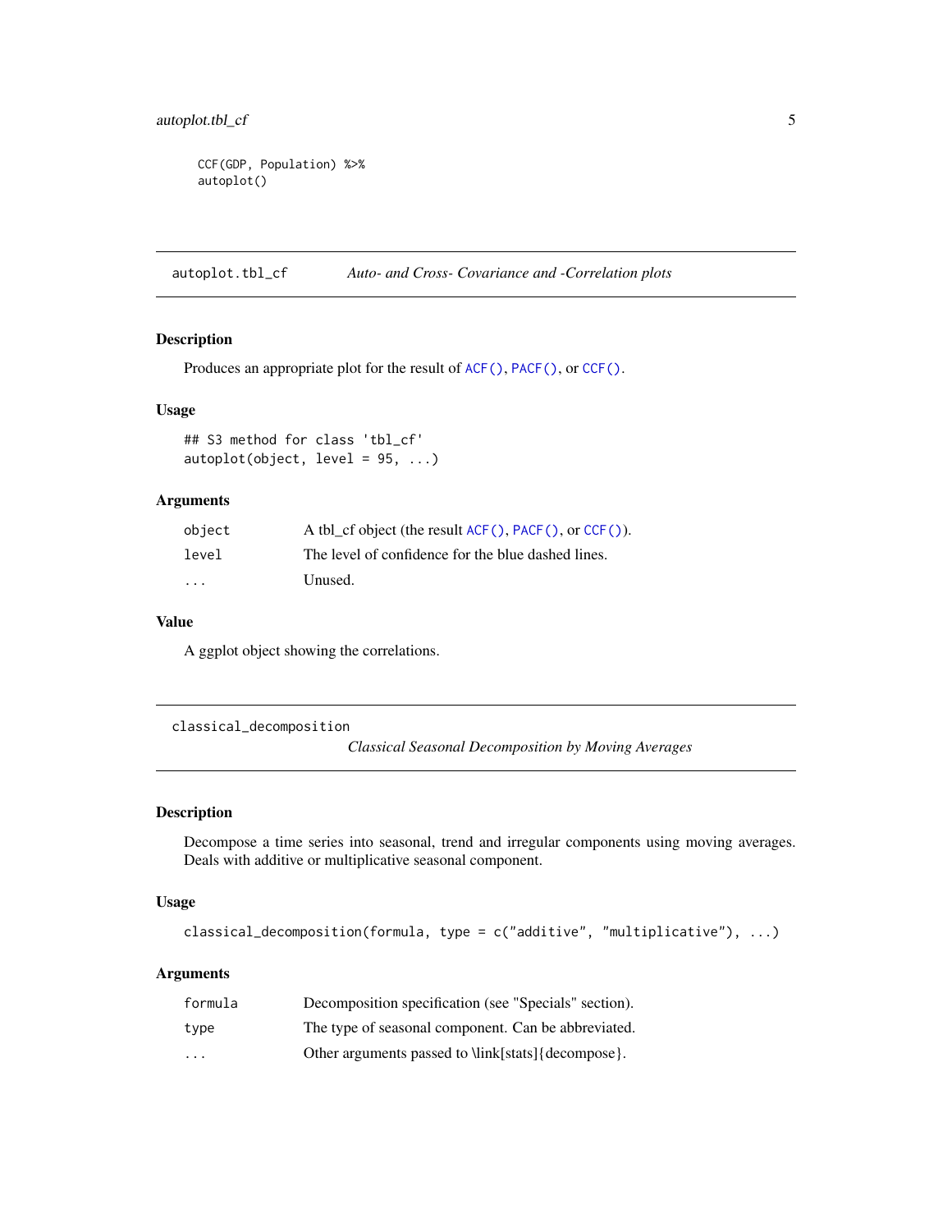```
CCF(GDP, Population) %>%
autoplot()
```

---

## autoplot.tbl_cf — *Auto- and Cross- Covariance and -Correlation plots*

### Description

Produces an appropriate plot for the result of `ACF()`, `PACF()`, or `CCF()`.

### Usage

```
## S3 method for class 'tbl_cf'
autoplot(object, level = 95, ...)
```

### Arguments

| | |
|---|---|
| `object` | A tbl_cf object (the result `ACF()`, `PACF()`, or `CCF()`). |
| `level` | The level of confidence for the blue dashed lines. |
| `...` | Unused. |

### Value

A ggplot object showing the correlations.

---

## classical_decomposition — *Classical Seasonal Decomposition by Moving Averages*

### Description

Decompose a time series into seasonal, trend and irregular components using moving averages. Deals with additive or multiplicative seasonal component.

### Usage

```
classical_decomposition(formula, type = c("additive", "multiplicative"), ...)
```

### Arguments

| | |
|---|---|
| `formula` | Decomposition specification (see "Specials" section). |
| `type` | The type of seasonal component. Can be abbreviated. |
| `...` | Other arguments passed to \link[stats]{decompose}. |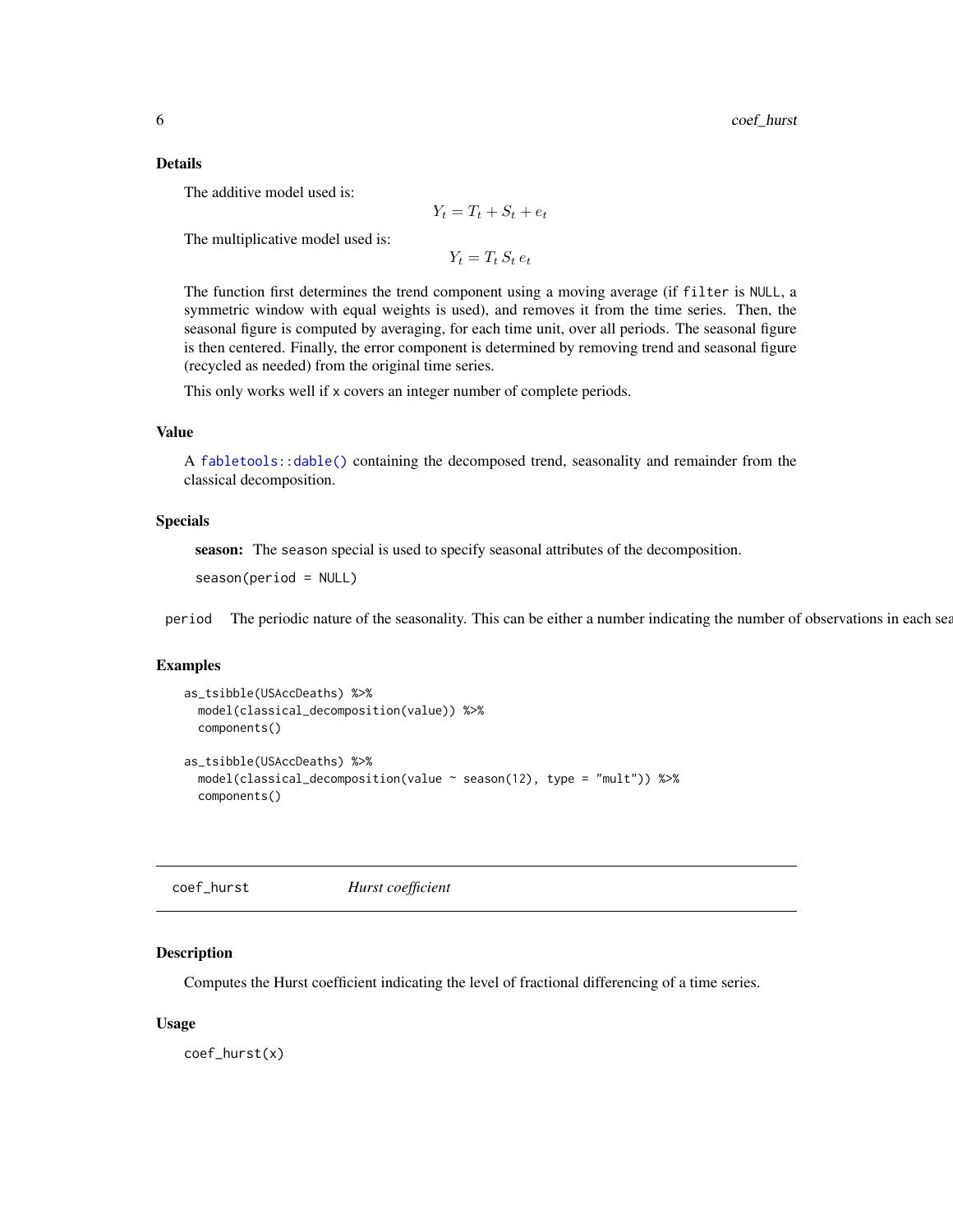### Details

The additive model used is:

$$Y_t = T_t + S_t + e_t$$

The multiplicative model used is:

$$Y_t = T_t \, S_t \, e_t$$

The function first determines the trend component using a moving average (if `filter` is `NULL`, a symmetric window with equal weights is used), and removes it from the time series. Then, the seasonal figure is computed by averaging, for each time unit, over all periods. The seasonal figure is then centered. Finally, the error component is determined by removing trend and seasonal figure (recycled as needed) from the original time series.

This only works well if `x` covers an integer number of complete periods.

### Value

A `fabletools::dable()` containing the decomposed trend, seasonality and remainder from the classical decomposition.

### Specials

**season:** The `season` special is used to specify seasonal attributes of the decomposition.

```
season(period = NULL)
```

`period` The periodic nature of the seasonality. This can be either a number indicating the number of observations in each sea

### Examples

```
as_tsibble(USAccDeaths) %>%
  model(classical_decomposition(value)) %>%
  components()

as_tsibble(USAccDeaths) %>%
  model(classical_decomposition(value ~ season(12), type = "mult")) %>%
  components()
```

---

## coef_hurst *Hurst coefficient*

### Description

Computes the Hurst coefficient indicating the level of fractional differencing of a time series.

### Usage

```
coef_hurst(x)
```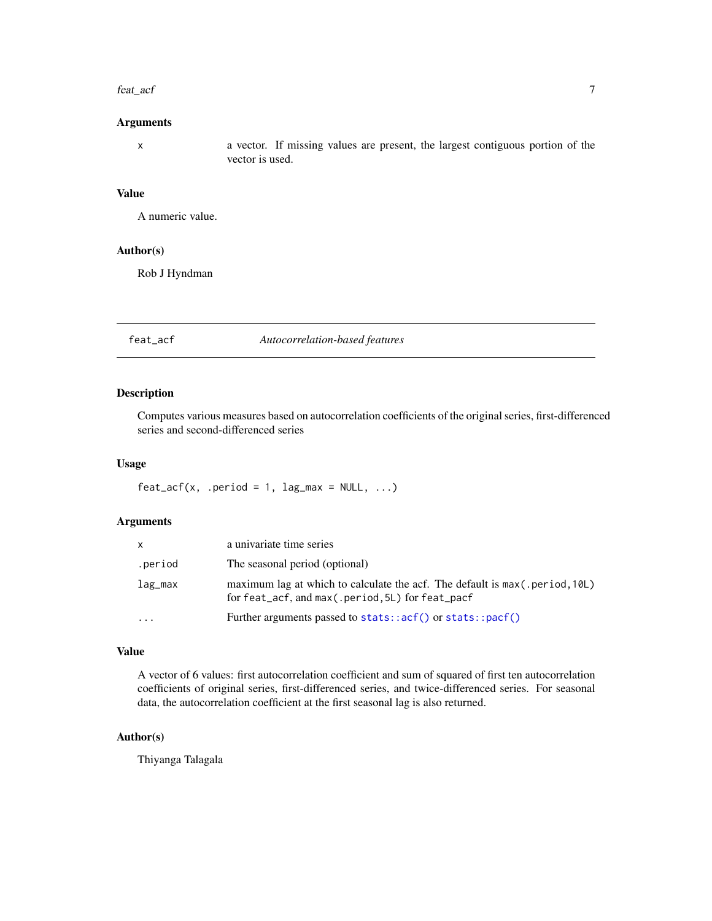## Arguments

| | |
|---|---|
| x | a vector. If missing values are present, the largest contiguous portion of the vector is used. |

## Value

A numeric value.

## Author(s)

Rob J Hyndman

---

# feat_acf — *Autocorrelation-based features*

## Description

Computes various measures based on autocorrelation coefficients of the original series, first-differenced series and second-differenced series

## Usage

```
feat_acf(x, .period = 1, lag_max = NULL, ...)
```

## Arguments

| | |
|---|---|
| x | a univariate time series |
| .period | The seasonal period (optional) |
| lag_max | maximum lag at which to calculate the acf. The default is `max(.period,10L)` for `feat_acf`, and `max(.period,5L)` for `feat_pacf` |
| ... | Further arguments passed to `stats::acf()` or `stats::pacf()` |

## Value

A vector of 6 values: first autocorrelation coefficient and sum of squared of first ten autocorrelation coefficients of original series, first-differenced series, and twice-differenced series. For seasonal data, the autocorrelation coefficient at the first seasonal lag is also returned.

## Author(s)

Thiyanga Talagala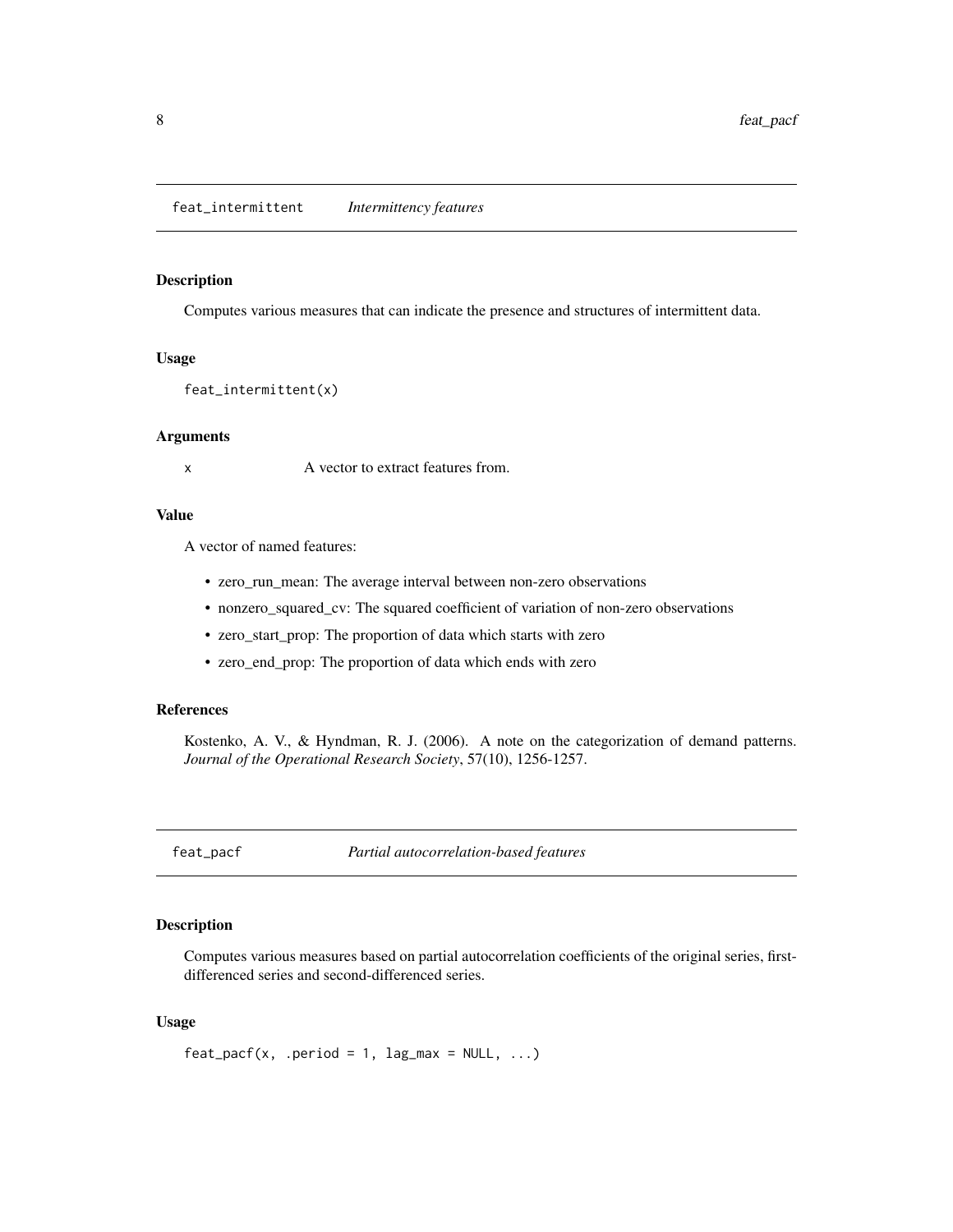## feat_intermittent *Intermittency features*

### Description

Computes various measures that can indicate the presence and structures of intermittent data.

### Usage

```
feat_intermittent(x)
```

### Arguments

| | |
|---|---|
| x | A vector to extract features from. |

### Value

A vector of named features:

- zero_run_mean: The average interval between non-zero observations
- nonzero_squared_cv: The squared coefficient of variation of non-zero observations
- zero_start_prop: The proportion of data which starts with zero
- zero_end_prop: The proportion of data which ends with zero

### References

Kostenko, A. V., & Hyndman, R. J. (2006). A note on the categorization of demand patterns. *Journal of the Operational Research Society*, 57(10), 1256-1257.

## feat_pacf *Partial autocorrelation-based features*

### Description

Computes various measures based on partial autocorrelation coefficients of the original series, first-differenced series and second-differenced series.

### Usage

```
feat_pacf(x, .period = 1, lag_max = NULL, ...)
```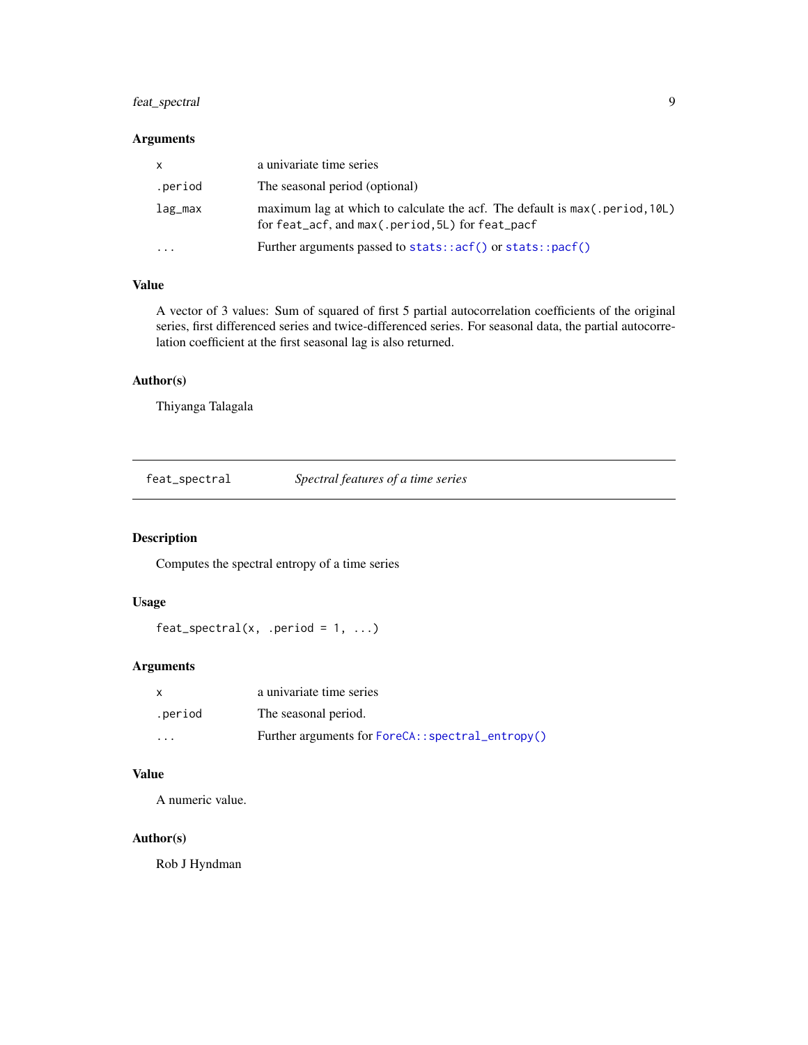### Arguments

| | |
|---|---|
| `x` | a univariate time series |
| `.period` | The seasonal period (optional) |
| `lag_max` | maximum lag at which to calculate the acf. The default is `max(.period,10L)` for `feat_acf`, and `max(.period,5L)` for `feat_pacf` |
| `...` | Further arguments passed to `stats::acf()` or `stats::pacf()` |

### Value

A vector of 3 values: Sum of squared of first 5 partial autocorrelation coefficients of the original series, first differenced series and twice-differenced series. For seasonal data, the partial autocorrelation coefficient at the first seasonal lag is also returned.

### Author(s)

Thiyanga Talagala

---

## `feat_spectral` *Spectral features of a time series*

---

### Description

Computes the spectral entropy of a time series

### Usage

```
feat_spectral(x, .period = 1, ...)
```

### Arguments

| | |
|---|---|
| `x` | a univariate time series |
| `.period` | The seasonal period. |
| `...` | Further arguments for `ForeCA::spectral_entropy()` |

### Value

A numeric value.

### Author(s)

Rob J Hyndman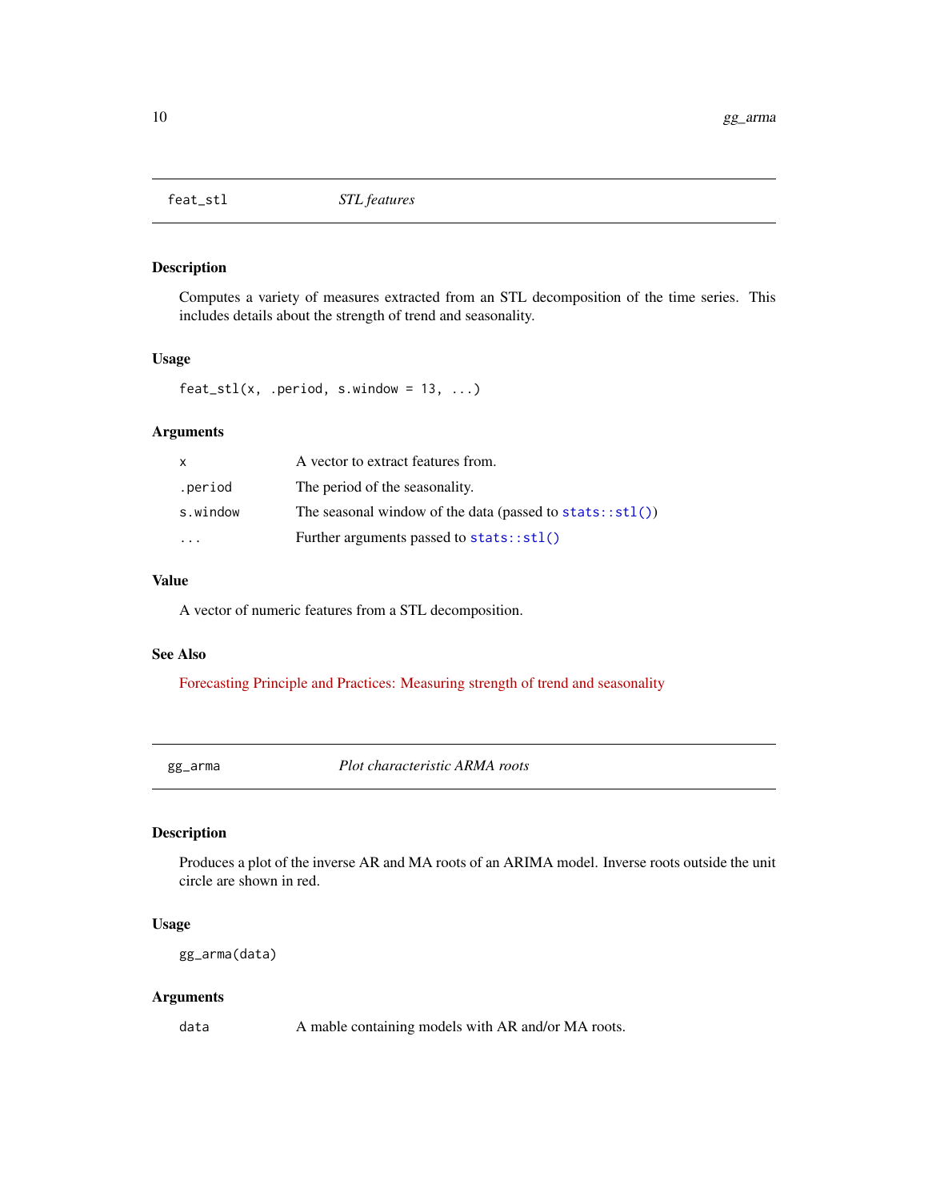## feat_stl — *STL features*

### Description

Computes a variety of measures extracted from an STL decomposition of the time series. This includes details about the strength of trend and seasonality.

### Usage

```
feat_stl(x, .period, s.window = 13, ...)
```

### Arguments

| | |
|---|---|
| x | A vector to extract features from. |
| .period | The period of the seasonality. |
| s.window | The seasonal window of the data (passed to stats::stl()) |
| ... | Further arguments passed to stats::stl() |

### Value

A vector of numeric features from a STL decomposition.

### See Also

Forecasting Principle and Practices: Measuring strength of trend and seasonality

## gg_arma — *Plot characteristic ARMA roots*

### Description

Produces a plot of the inverse AR and MA roots of an ARIMA model. Inverse roots outside the unit circle are shown in red.

### Usage

```
gg_arma(data)
```

### Arguments

| | |
|---|---|
| data | A mable containing models with AR and/or MA roots. |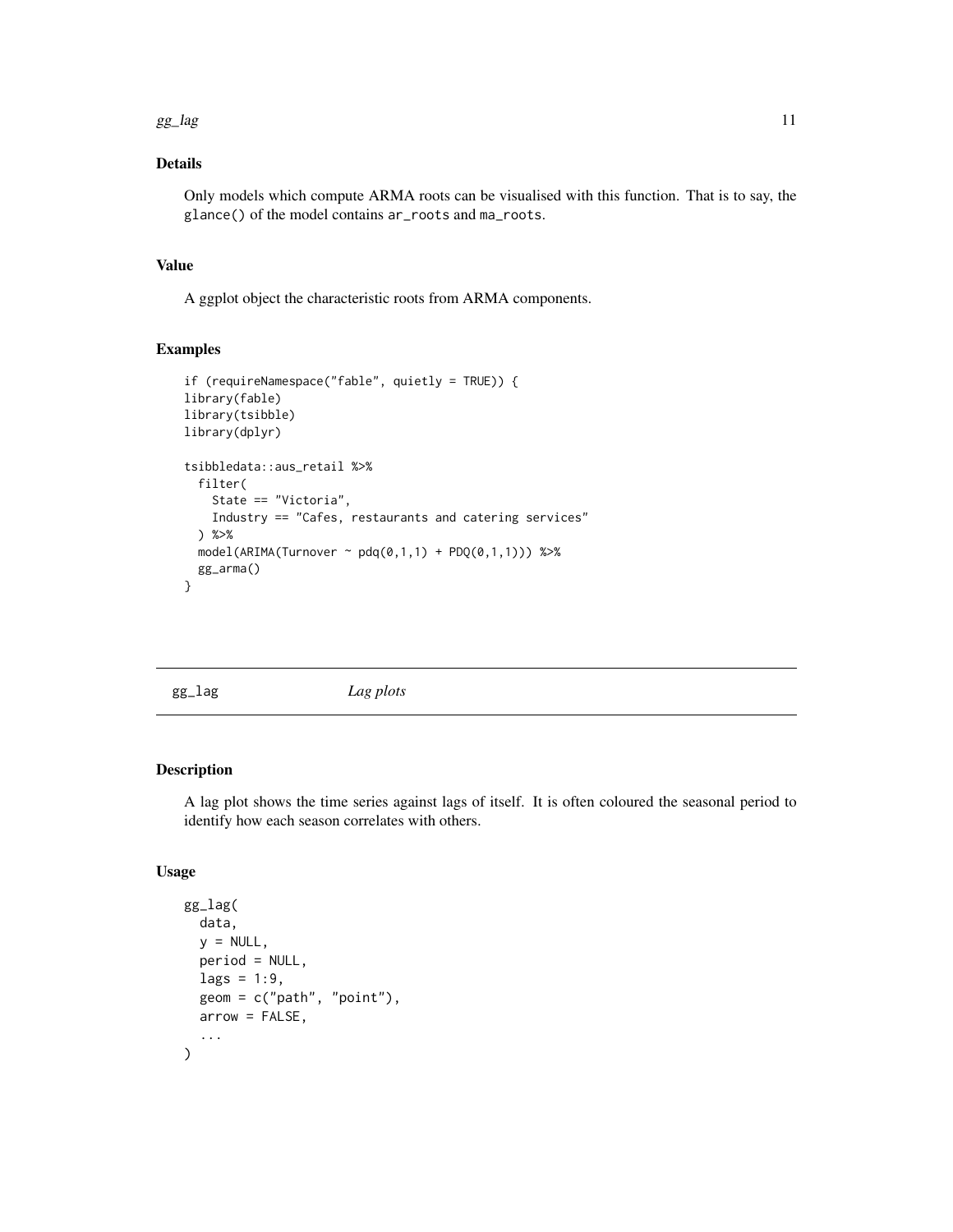## Details

Only models which compute ARMA roots can be visualised with this function. That is to say, the `glance()` of the model contains `ar_roots` and `ma_roots`.

## Value

A ggplot object the characteristic roots from ARMA components.

## Examples

```
if (requireNamespace("fable", quietly = TRUE)) {
library(fable)
library(tsibble)
library(dplyr)

tsibbledata::aus_retail %>%
  filter(
    State == "Victoria",
    Industry == "Cafes, restaurants and catering services"
  ) %>%
  model(ARIMA(Turnover ~ pdq(0,1,1) + PDQ(0,1,1))) %>%
  gg_arma()
}
```

---

# gg_lag    *Lag plots*

---

## Description

A lag plot shows the time series against lags of itself. It is often coloured the seasonal period to identify how each season correlates with others.

## Usage

```
gg_lag(
  data,
  y = NULL,
  period = NULL,
  lags = 1:9,
  geom = c("path", "point"),
  arrow = FALSE,
  ...
)
```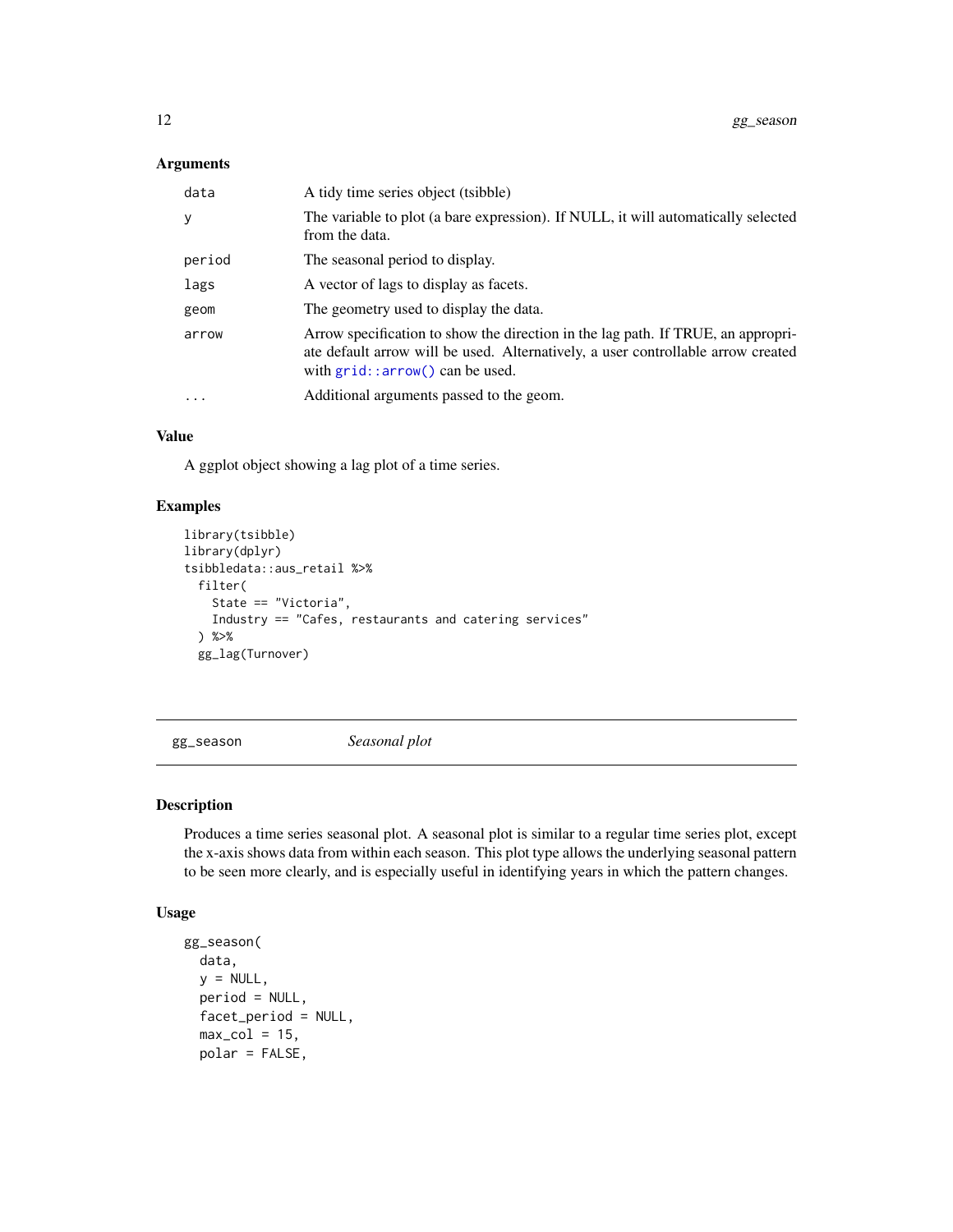### Arguments

| | |
|---|---|
| `data` | A tidy time series object (tsibble) |
| `y` | The variable to plot (a bare expression). If NULL, it will automatically selected from the data. |
| `period` | The seasonal period to display. |
| `lags` | A vector of lags to display as facets. |
| `geom` | The geometry used to display the data. |
| `arrow` | Arrow specification to show the direction in the lag path. If TRUE, an appropriate default arrow will be used. Alternatively, a user controllable arrow created with `grid::arrow()` can be used. |
| `...` | Additional arguments passed to the geom. |

### Value

A ggplot object showing a lag plot of a time series.

### Examples

```
library(tsibble)
library(dplyr)
tsibbledata::aus_retail %>%
  filter(
    State == "Victoria",
    Industry == "Cafes, restaurants and catering services"
  ) %>%
  gg_lag(Turnover)
```

---

## gg_season    *Seasonal plot*

### Description

Produces a time series seasonal plot. A seasonal plot is similar to a regular time series plot, except the x-axis shows data from within each season. This plot type allows the underlying seasonal pattern to be seen more clearly, and is especially useful in identifying years in which the pattern changes.

### Usage

```
gg_season(
  data,
  y = NULL,
  period = NULL,
  facet_period = NULL,
  max_col = 15,
  polar = FALSE,
```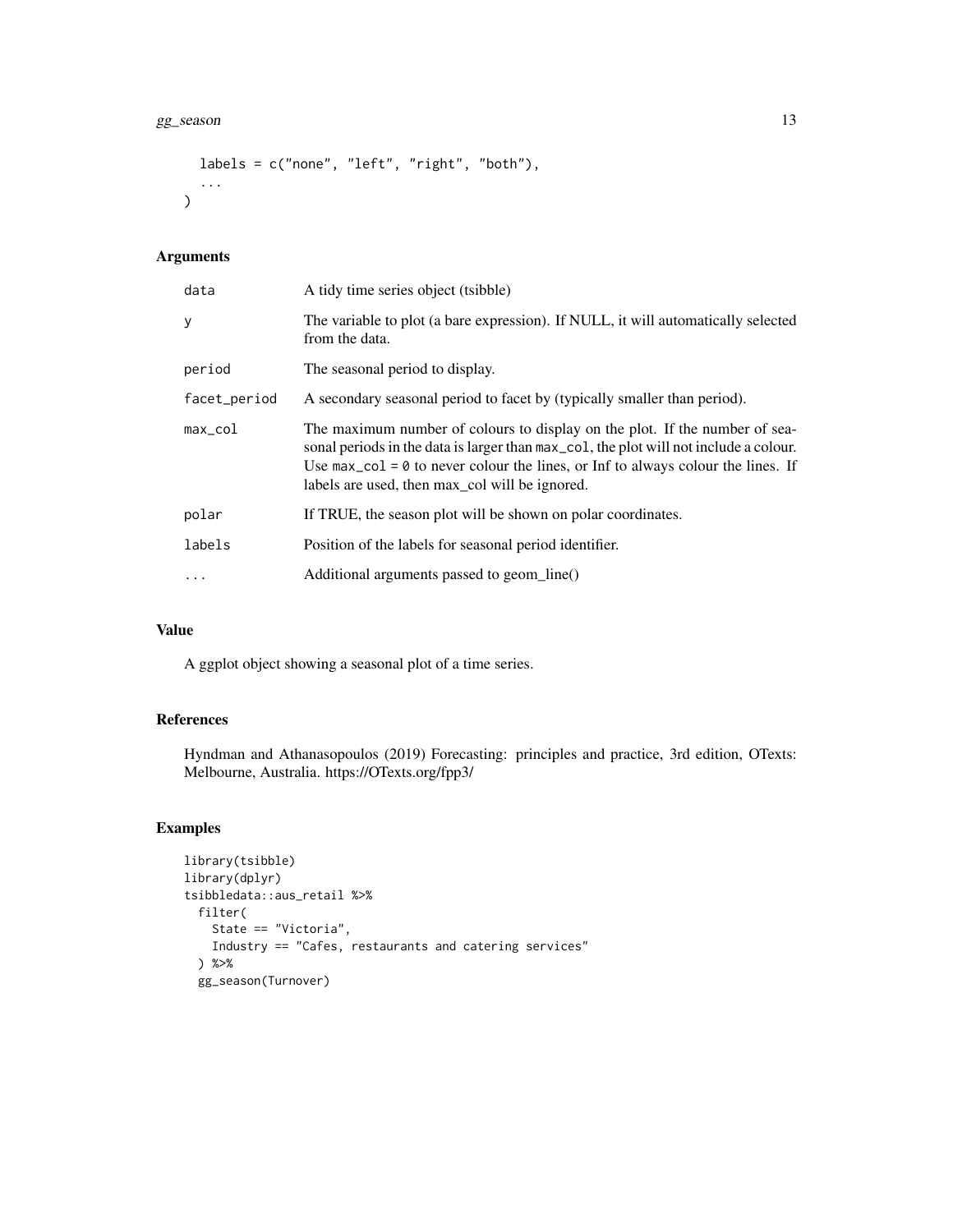```
  labels = c("none", "left", "right", "both"),
  ...
)
```

## Arguments

| | |
|---|---|
| data | A tidy time series object (tsibble) |
| y | The variable to plot (a bare expression). If NULL, it will automatically selected from the data. |
| period | The seasonal period to display. |
| facet_period | A secondary seasonal period to facet by (typically smaller than period). |
| max_col | The maximum number of colours to display on the plot. If the number of seasonal periods in the data is larger than `max_col`, the plot will not include a colour. Use `max_col = 0` to never colour the lines, or Inf to always colour the lines. If labels are used, then max_col will be ignored. |
| polar | If TRUE, the season plot will be shown on polar coordinates. |
| labels | Position of the labels for seasonal period identifier. |
| ... | Additional arguments passed to geom_line() |

## Value

A ggplot object showing a seasonal plot of a time series.

## References

Hyndman and Athanasopoulos (2019) Forecasting: principles and practice, 3rd edition, OTexts: Melbourne, Australia. https://OTexts.org/fpp3/

## Examples

```
library(tsibble)
library(dplyr)
tsibbledata::aus_retail %>%
  filter(
    State == "Victoria",
    Industry == "Cafes, restaurants and catering services"
  ) %>%
  gg_season(Turnover)
```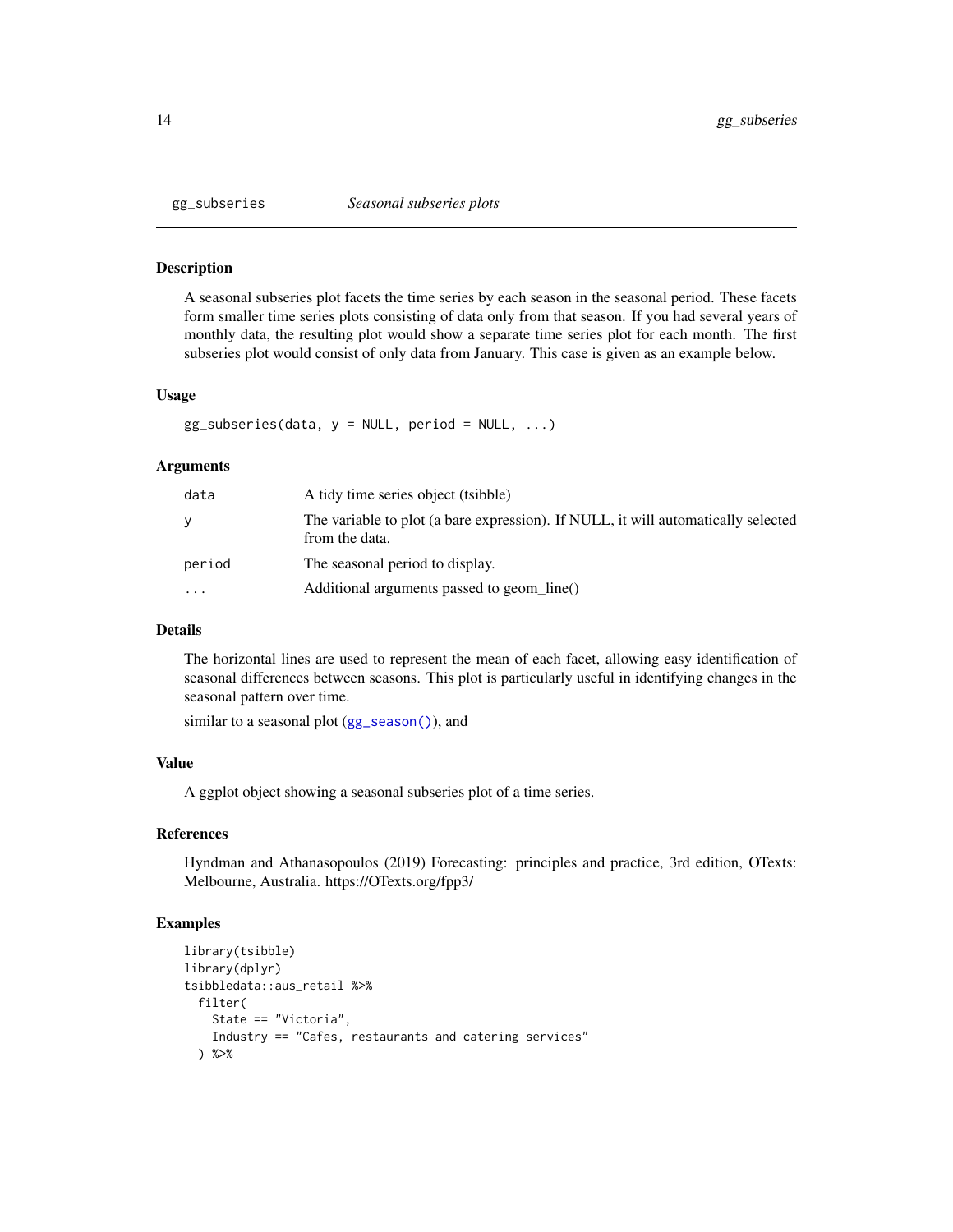# gg_subseries — *Seasonal subseries plots*

## Description

A seasonal subseries plot facets the time series by each season in the seasonal period. These facets form smaller time series plots consisting of data only from that season. If you had several years of monthly data, the resulting plot would show a separate time series plot for each month. The first subseries plot would consist of only data from January. This case is given as an example below.

## Usage

```
gg_subseries(data, y = NULL, period = NULL, ...)
```

## Arguments

| | |
|---|---|
| `data` | A tidy time series object (tsibble) |
| `y` | The variable to plot (a bare expression). If NULL, it will automatically selected from the data. |
| `period` | The seasonal period to display. |
| `...` | Additional arguments passed to geom_line() |

## Details

The horizontal lines are used to represent the mean of each facet, allowing easy identification of seasonal differences between seasons. This plot is particularly useful in identifying changes in the seasonal pattern over time.

similar to a seasonal plot (`gg_season()`), and

## Value

A ggplot object showing a seasonal subseries plot of a time series.

## References

Hyndman and Athanasopoulos (2019) Forecasting: principles and practice, 3rd edition, OTexts: Melbourne, Australia. https://OTexts.org/fpp3/

## Examples

```
library(tsibble)
library(dplyr)
tsibbledata::aus_retail %>%
  filter(
    State == "Victoria",
    Industry == "Cafes, restaurants and catering services"
  ) %>%
```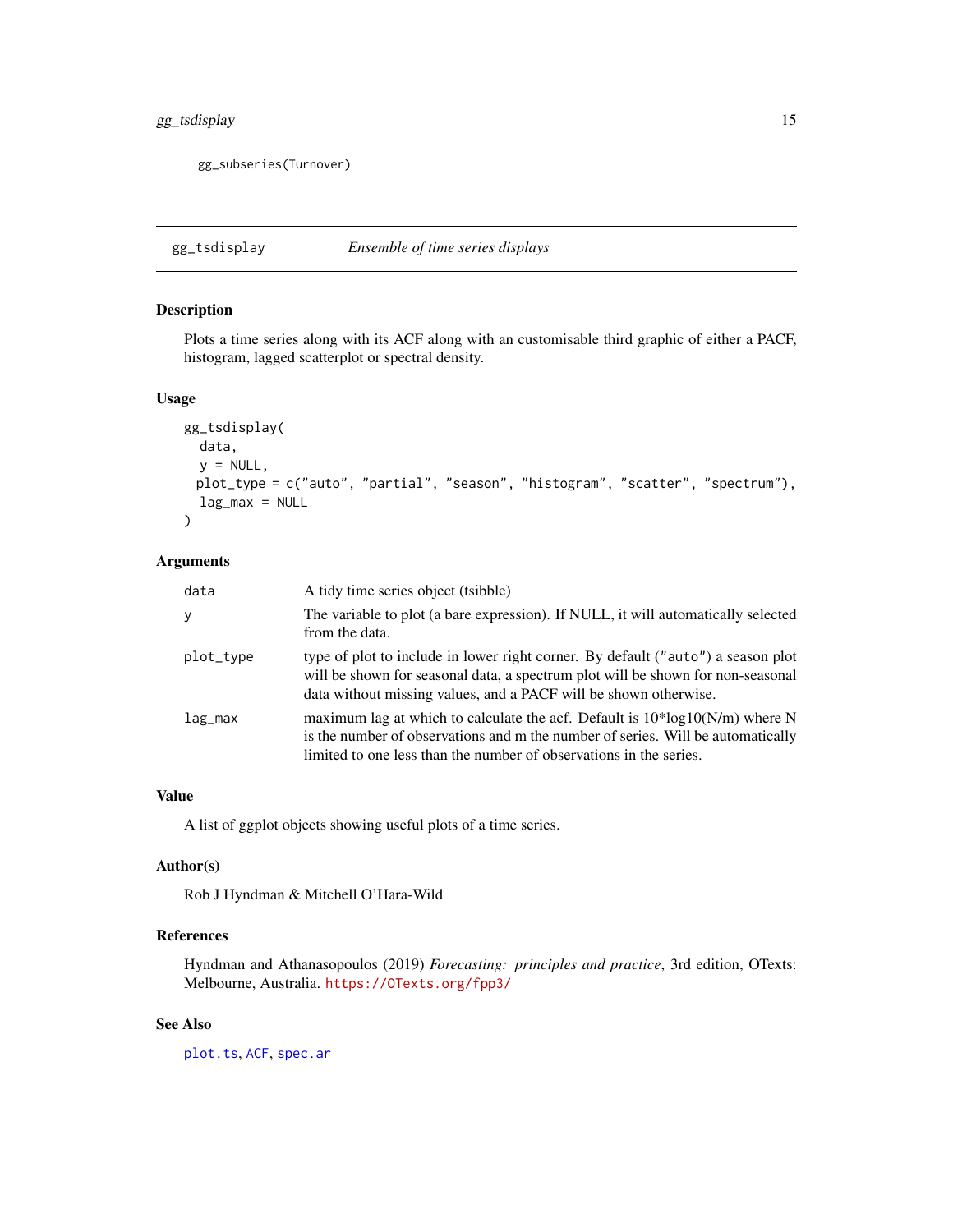```
gg_subseries(Turnover)
```

---

## gg_tsdisplay — *Ensemble of time series displays*

### Description

Plots a time series along with its ACF along with an customisable third graphic of either a PACF, histogram, lagged scatterplot or spectral density.

### Usage

```
gg_tsdisplay(
  data,
  y = NULL,
  plot_type = c("auto", "partial", "season", "histogram", "scatter", "spectrum"),
  lag_max = NULL
)
```

### Arguments

| Argument | Description |
|---|---|
| `data` | A tidy time series object (tsibble) |
| `y` | The variable to plot (a bare expression). If NULL, it will automatically selected from the data. |
| `plot_type` | type of plot to include in lower right corner. By default (`"auto"`) a season plot will be shown for seasonal data, a spectrum plot will be shown for non-seasonal data without missing values, and a PACF will be shown otherwise. |
| `lag_max` | maximum lag at which to calculate the acf. Default is 10*log10(N/m) where N is the number of observations and m the number of series. Will be automatically limited to one less than the number of observations in the series. |

### Value

A list of ggplot objects showing useful plots of a time series.

### Author(s)

Rob J Hyndman & Mitchell O'Hara-Wild

### References

Hyndman and Athanasopoulos (2019) *Forecasting: principles and practice*, 3rd edition, OTexts: Melbourne, Australia. https://OTexts.org/fpp3/

### See Also

`plot.ts`, `ACF`, `spec.ar`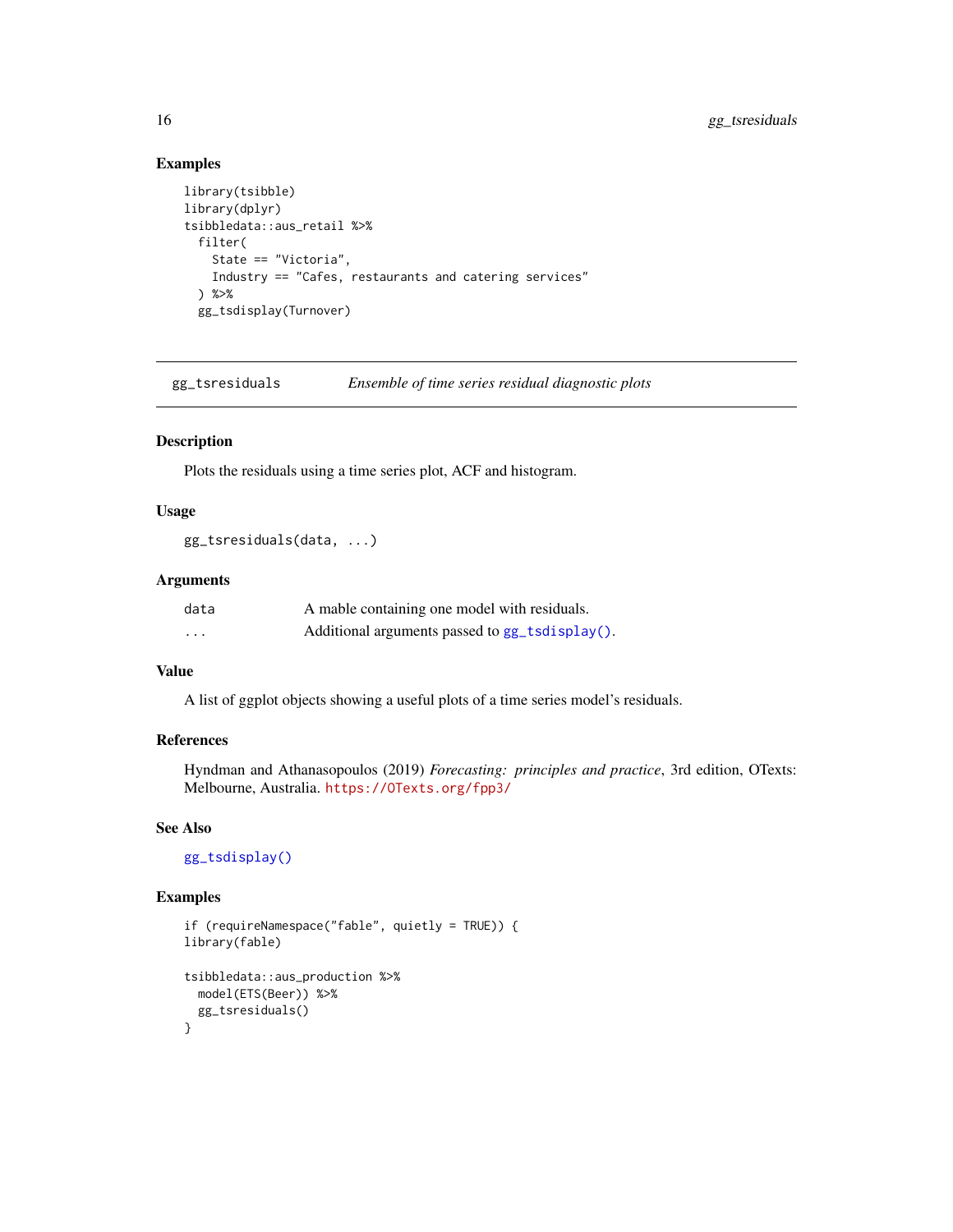## Examples

```
library(tsibble)
library(dplyr)
tsibbledata::aus_retail %>%
  filter(
    State == "Victoria",
    Industry == "Cafes, restaurants and catering services"
  ) %>%
  gg_tsdisplay(Turnover)
```

---

# gg_tsresiduals — *Ensemble of time series residual diagnostic plots*

## Description

Plots the residuals using a time series plot, ACF and histogram.

## Usage

```
gg_tsresiduals(data, ...)
```

## Arguments

| | |
|---|---|
| data | A mable containing one model with residuals. |
| ... | Additional arguments passed to gg_tsdisplay(). |

## Value

A list of ggplot objects showing a useful plots of a time series model's residuals.

## References

Hyndman and Athanasopoulos (2019) *Forecasting: principles and practice*, 3rd edition, OTexts: Melbourne, Australia. https://OTexts.org/fpp3/

## See Also

gg_tsdisplay()

## Examples

```
if (requireNamespace("fable", quietly = TRUE)) {
library(fable)

tsibbledata::aus_production %>%
  model(ETS(Beer)) %>%
  gg_tsresiduals()
}
```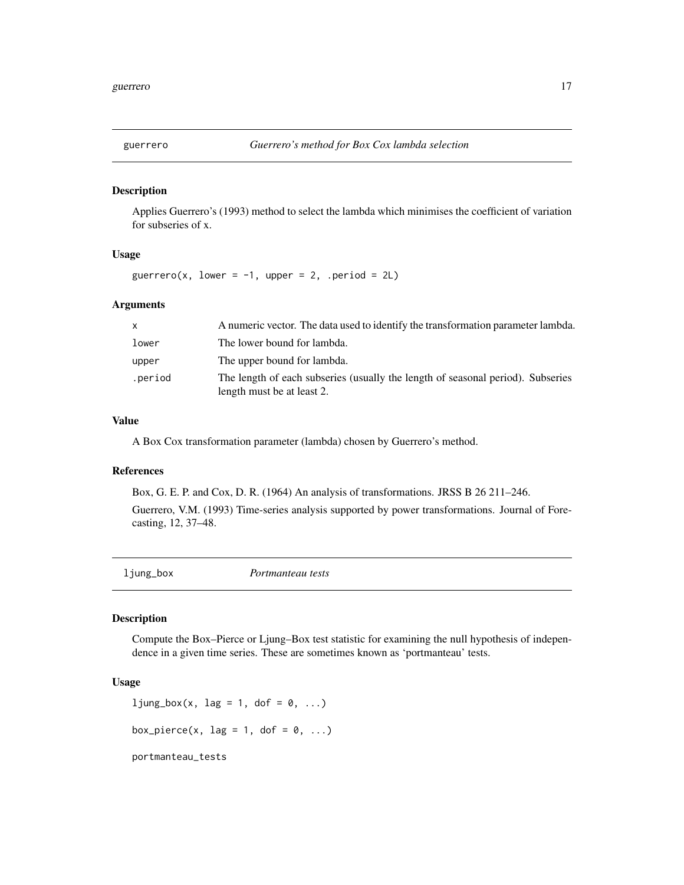## guerrero *Guerrero's method for Box Cox lambda selection*

### Description

Applies Guerrero's (1993) method to select the lambda which minimises the coefficient of variation for subseries of x.

### Usage

```
guerrero(x, lower = -1, upper = 2, .period = 2L)
```

### Arguments

| | |
|---|---|
| x | A numeric vector. The data used to identify the transformation parameter lambda. |
| lower | The lower bound for lambda. |
| upper | The upper bound for lambda. |
| .period | The length of each subseries (usually the length of seasonal period). Subseries length must be at least 2. |

### Value

A Box Cox transformation parameter (lambda) chosen by Guerrero's method.

### References

Box, G. E. P. and Cox, D. R. (1964) An analysis of transformations. JRSS B 26 211–246.

Guerrero, V.M. (1993) Time-series analysis supported by power transformations. Journal of Forecasting, 12, 37–48.

## ljung_box *Portmanteau tests*

### Description

Compute the Box–Pierce or Ljung–Box test statistic for examining the null hypothesis of independence in a given time series. These are sometimes known as 'portmanteau' tests.

### Usage

```
ljung_box(x, lag = 1, dof = 0, ...)

box_pierce(x, lag = 1, dof = 0, ...)

portmanteau_tests
```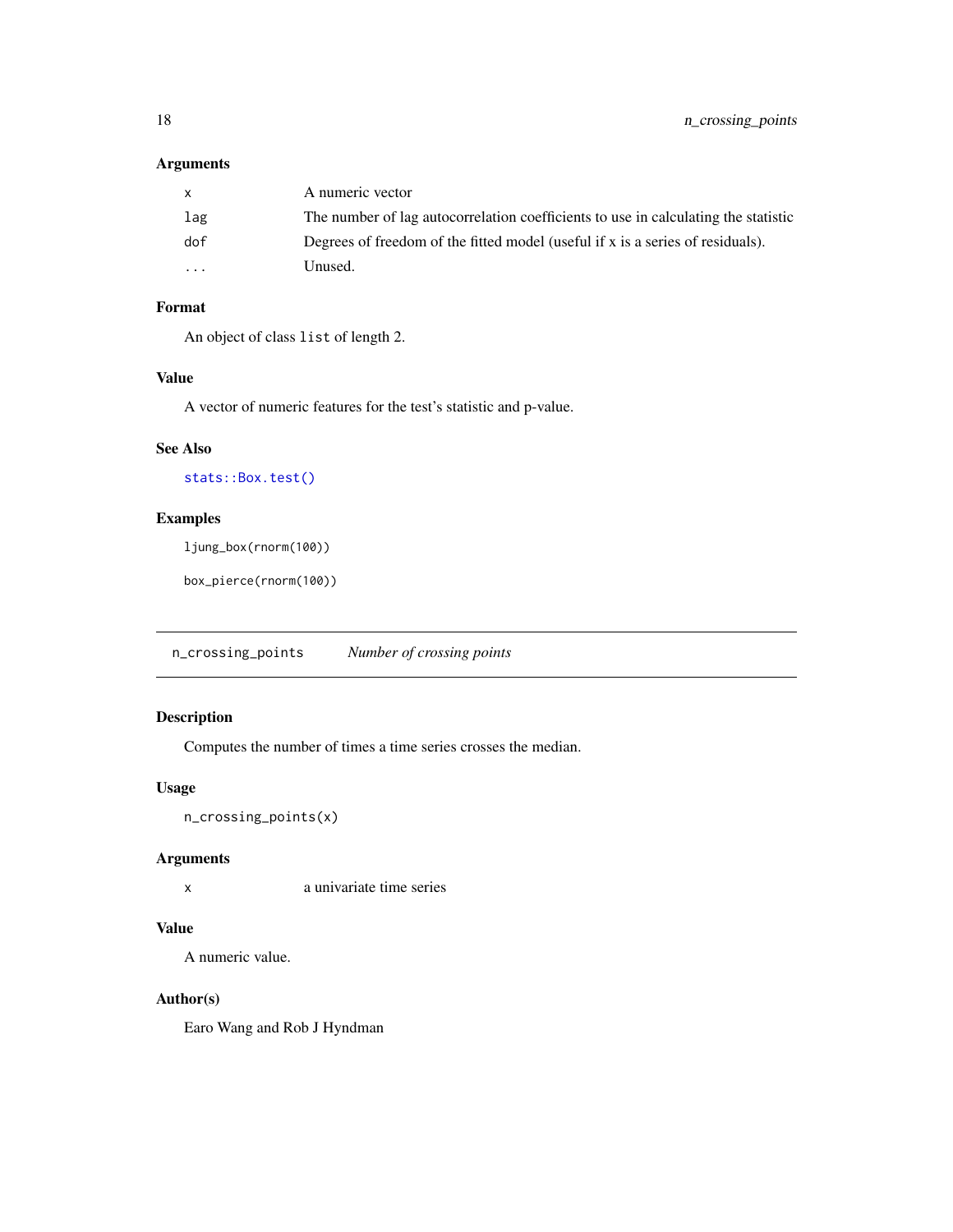### Arguments

| | |
|---|---|
| `x` | A numeric vector |
| `lag` | The number of lag autocorrelation coefficients to use in calculating the statistic |
| `dof` | Degrees of freedom of the fitted model (useful if x is a series of residuals). |
| `...` | Unused. |

### Format

An object of class `list` of length 2.

### Value

A vector of numeric features for the test's statistic and p-value.

### See Also

`stats::Box.test()`

### Examples

```
ljung_box(rnorm(100))

box_pierce(rnorm(100))
```

---

## n_crossing_points *Number of crossing points*

---

### Description

Computes the number of times a time series crosses the median.

### Usage

```
n_crossing_points(x)
```

### Arguments

| | |
|---|---|
| `x` | a univariate time series |

### Value

A numeric value.

### Author(s)

Earo Wang and Rob J Hyndman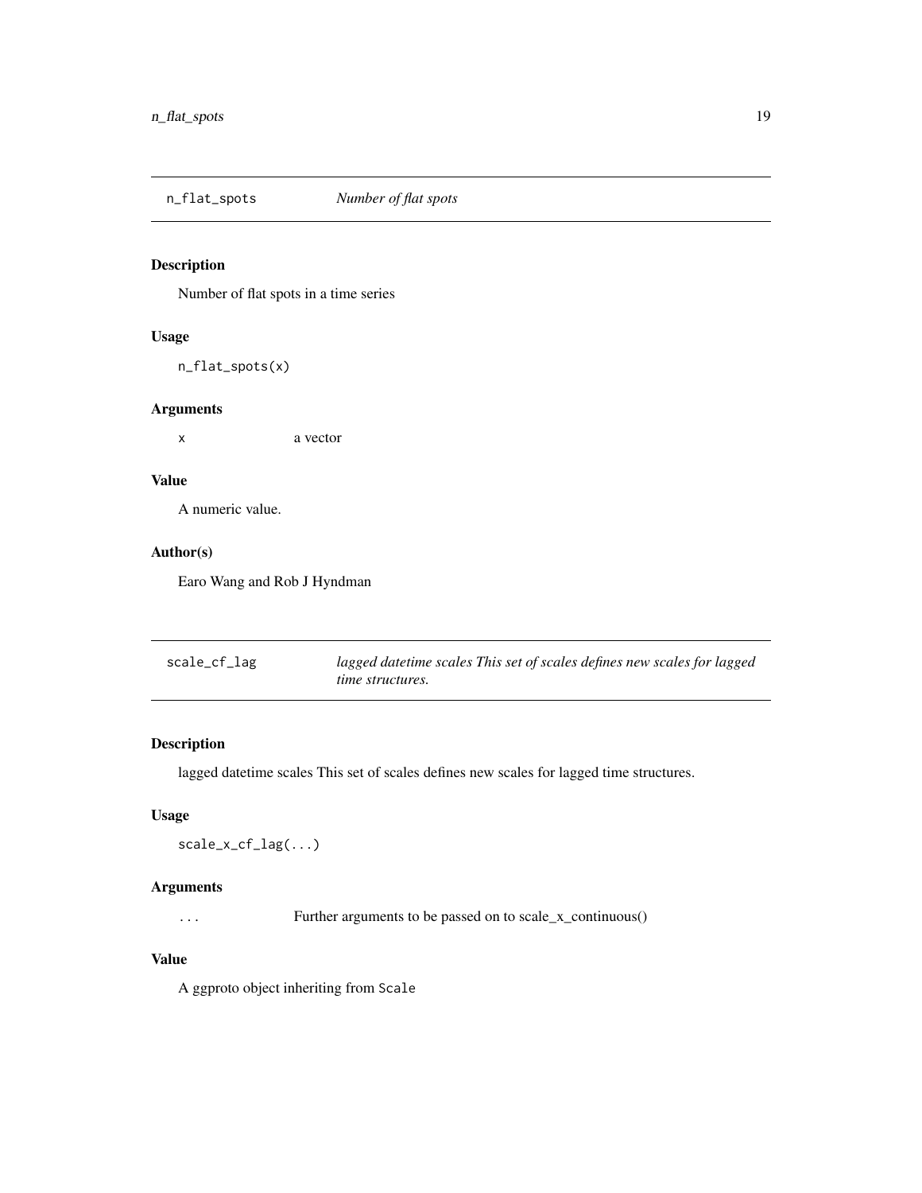## n_flat_spots *Number of flat spots*

### Description

Number of flat spots in a time series

### Usage

```
n_flat_spots(x)
```

### Arguments

| | |
|---|---|
| x | a vector |

### Value

A numeric value.

### Author(s)

Earo Wang and Rob J Hyndman

## scale_cf_lag *lagged datetime scales This set of scales defines new scales for lagged time structures.*

### Description

lagged datetime scales This set of scales defines new scales for lagged time structures.

### Usage

```
scale_x_cf_lag(...)
```

### Arguments

| | |
|---|---|
| ... | Further arguments to be passed on to scale_x_continuous() |

### Value

A ggproto object inheriting from `Scale`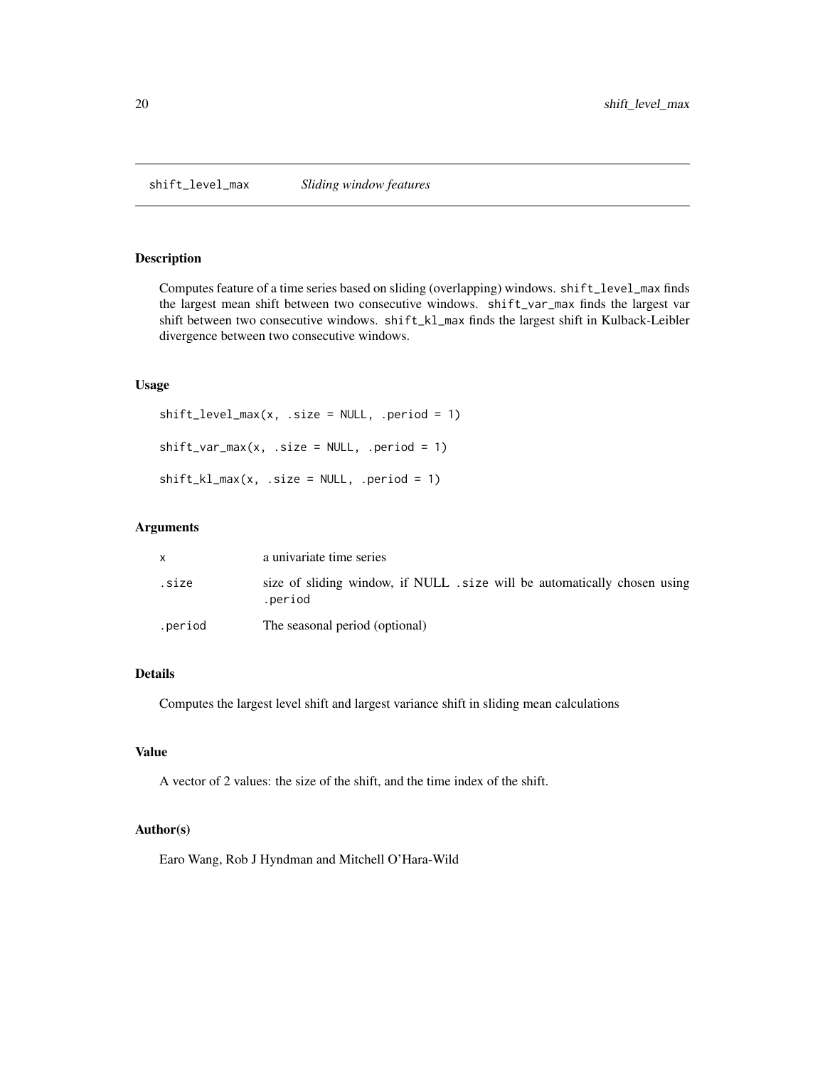# shift_level_max    *Sliding window features*

## Description

Computes feature of a time series based on sliding (overlapping) windows. `shift_level_max` finds the largest mean shift between two consecutive windows. `shift_var_max` finds the largest var shift between two consecutive windows. `shift_kl_max` finds the largest shift in Kulback-Leibler divergence between two consecutive windows.

## Usage

```
shift_level_max(x, .size = NULL, .period = 1)

shift_var_max(x, .size = NULL, .period = 1)

shift_kl_max(x, .size = NULL, .period = 1)
```

## Arguments

| | |
|---|---|
| `x` | a univariate time series |
| `.size` | size of sliding window, if NULL `.size` will be automatically chosen using `.period` |
| `.period` | The seasonal period (optional) |

## Details

Computes the largest level shift and largest variance shift in sliding mean calculations

## Value

A vector of 2 values: the size of the shift, and the time index of the shift.

## Author(s)

Earo Wang, Rob J Hyndman and Mitchell O'Hara-Wild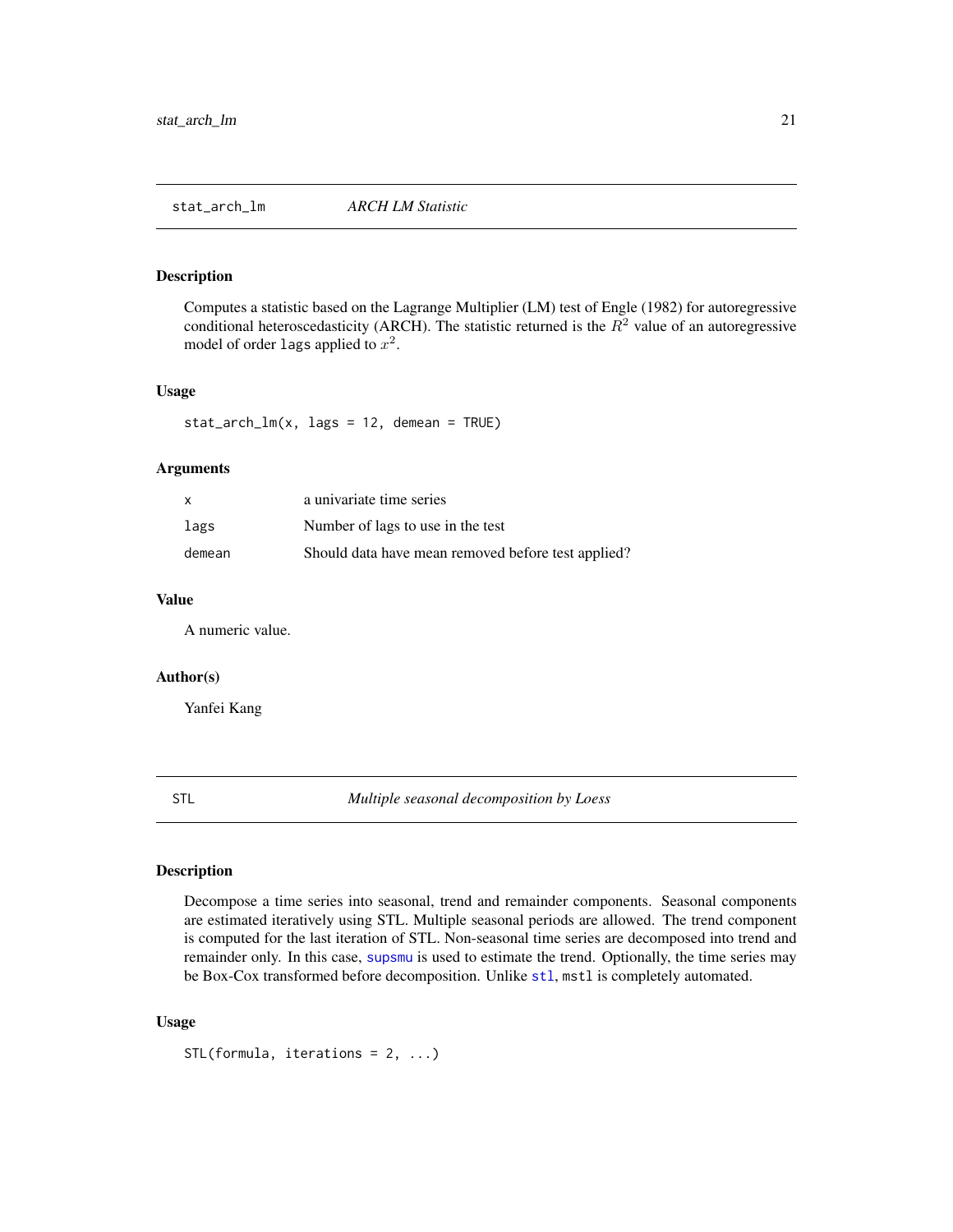## stat_arch_lm — *ARCH LM Statistic*

### Description

Computes a statistic based on the Lagrange Multiplier (LM) test of Engle (1982) for autoregressive conditional heteroscedasticity (ARCH). The statistic returned is the $R^2$ value of an autoregressive model of order `lags` applied to $x^2$.

### Usage

```
stat_arch_lm(x, lags = 12, demean = TRUE)
```

### Arguments

| | |
|---|---|
| `x` | a univariate time series |
| `lags` | Number of lags to use in the test |
| `demean` | Should data have mean removed before test applied? |

### Value

A numeric value.

### Author(s)

Yanfei Kang

## STL — *Multiple seasonal decomposition by Loess*

### Description

Decompose a time series into seasonal, trend and remainder components. Seasonal components are estimated iteratively using STL. Multiple seasonal periods are allowed. The trend component is computed for the last iteration of STL. Non-seasonal time series are decomposed into trend and remainder only. In this case, `supsmu` is used to estimate the trend. Optionally, the time series may be Box-Cox transformed before decomposition. Unlike `stl`, `mstl` is completely automated.

### Usage

```
STL(formula, iterations = 2, ...)
```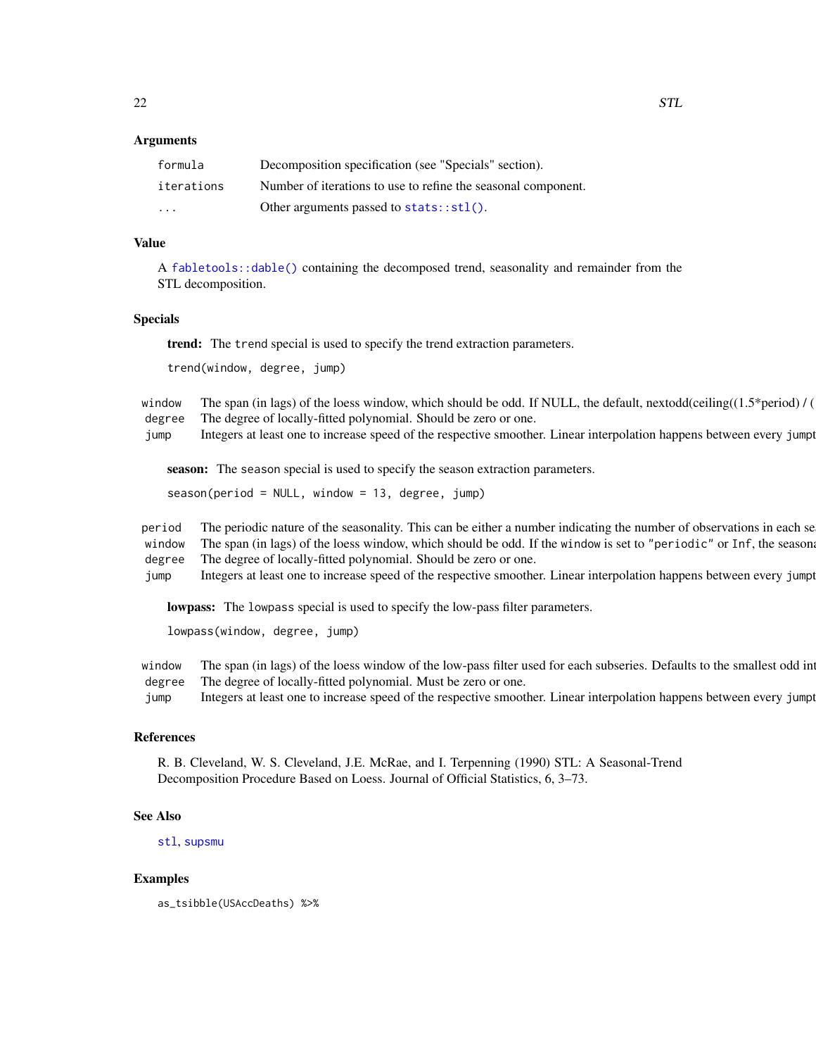### Arguments

| | |
|---|---|
| `formula` | Decomposition specification (see "Specials" section). |
| `iterations` | Number of iterations to use to refine the seasonal component. |
| `...` | Other arguments passed to `stats::stl()`. |

### Value

A `fabletools::dable()` containing the decomposed trend, seasonality and remainder from the STL decomposition.

### Specials

**trend:** The `trend` special is used to specify the trend extraction parameters.

```
trend(window, degree, jump)
```

| | |
|---|---|
| `window` | The span (in lags) of the loess window, which should be odd. If NULL, the default, nextodd(ceiling((1.5*period) / ( |
| `degree` | The degree of locally-fitted polynomial. Should be zero or one. |
| `jump` | Integers at least one to increase speed of the respective smoother. Linear interpolation happens between every `jumpt` |

**season:** The `season` special is used to specify the season extraction parameters.

```
season(period = NULL, window = 13, degree, jump)
```

| | |
|---|---|
| `period` | The periodic nature of the seasonality. This can be either a number indicating the number of observations in each se |
| `window` | The span (in lags) of the loess window, which should be odd. If the `window` is set to `"periodic"` or `Inf`, the seasona |
| `degree` | The degree of locally-fitted polynomial. Should be zero or one. |
| `jump` | Integers at least one to increase speed of the respective smoother. Linear interpolation happens between every `jumpt` |

**lowpass:** The `lowpass` special is used to specify the low-pass filter parameters.

```
lowpass(window, degree, jump)
```

| | |
|---|---|
| `window` | The span (in lags) of the loess window of the low-pass filter used for each subseries. Defaults to the smallest odd int |
| `degree` | The degree of locally-fitted polynomial. Must be zero or one. |
| `jump` | Integers at least one to increase speed of the respective smoother. Linear interpolation happens between every `jumpt` |

### References

R. B. Cleveland, W. S. Cleveland, J.E. McRae, and I. Terpenning (1990) STL: A Seasonal-Trend Decomposition Procedure Based on Loess. Journal of Official Statistics, 6, 3–73.

### See Also

`stl`, `supsmu`

### Examples

```
as_tsibble(USAccDeaths) %>%
```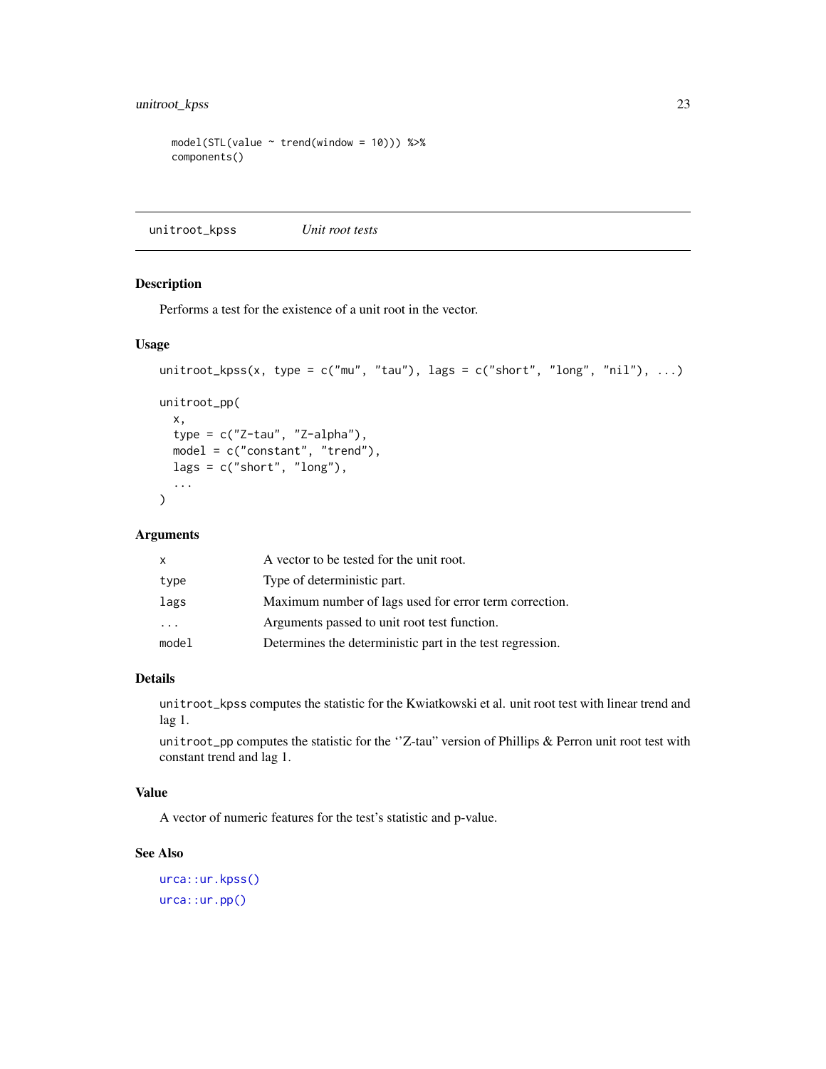```
model(STL(value ~ trend(window = 10))) %>%
components()
```

## unitroot_kpss — *Unit root tests*

### Description

Performs a test for the existence of a unit root in the vector.

### Usage

```
unitroot_kpss(x, type = c("mu", "tau"), lags = c("short", "long", "nil"), ...)

unitroot_pp(
  x,
  type = c("Z-tau", "Z-alpha"),
  model = c("constant", "trend"),
  lags = c("short", "long"),
  ...
)
```

### Arguments

| | |
|---|---|
| x | A vector to be tested for the unit root. |
| type | Type of deterministic part. |
| lags | Maximum number of lags used for error term correction. |
| ... | Arguments passed to unit root test function. |
| model | Determines the deterministic part in the test regression. |

### Details

unitroot_kpss computes the statistic for the Kwiatkowski et al. unit root test with linear trend and lag 1.

unitroot_pp computes the statistic for the ''Z-tau'' version of Phillips & Perron unit root test with constant trend and lag 1.

### Value

A vector of numeric features for the test's statistic and p-value.

### See Also

urca::ur.kpss()

urca::ur.pp()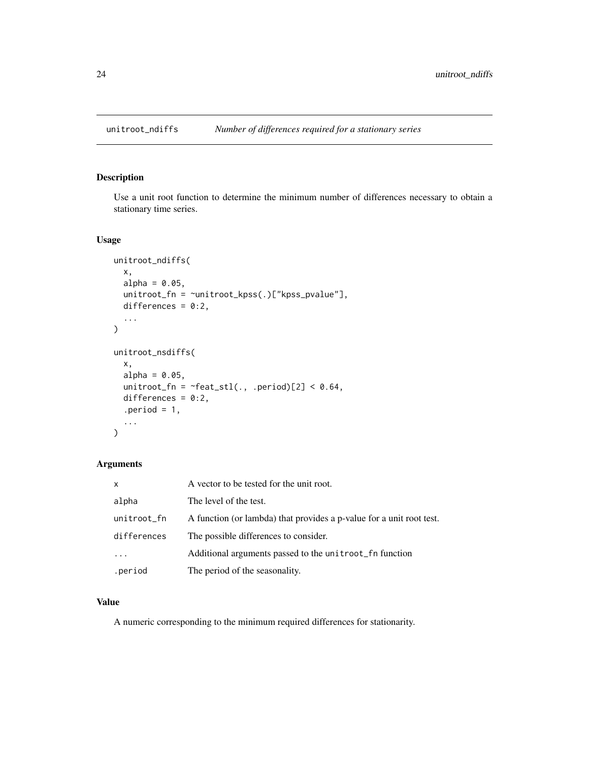# unitroot_ndiffs — *Number of differences required for a stationary series*

## Description

Use a unit root function to determine the minimum number of differences necessary to obtain a stationary time series.

## Usage

```
unitroot_ndiffs(
  x,
  alpha = 0.05,
  unitroot_fn = ~unitroot_kpss(.)["kpss_pvalue"],
  differences = 0:2,
  ...
)

unitroot_nsdiffs(
  x,
  alpha = 0.05,
  unitroot_fn = ~feat_stl(., .period)[2] < 0.64,
  differences = 0:2,
  .period = 1,
  ...
)
```

## Arguments

| | |
|---|---|
| `x` | A vector to be tested for the unit root. |
| `alpha` | The level of the test. |
| `unitroot_fn` | A function (or lambda) that provides a p-value for a unit root test. |
| `differences` | The possible differences to consider. |
| `...` | Additional arguments passed to the `unitroot_fn` function |
| `.period` | The period of the seasonality. |

## Value

A numeric corresponding to the minimum required differences for stationarity.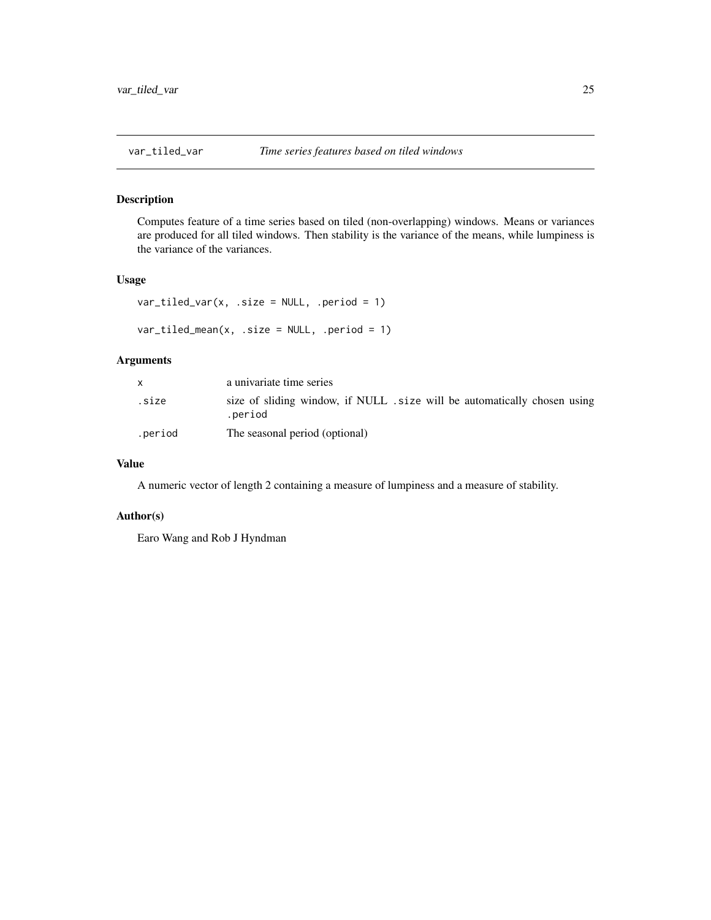## var_tiled_var *Time series features based on tiled windows*

### Description

Computes feature of a time series based on tiled (non-overlapping) windows. Means or variances are produced for all tiled windows. Then stability is the variance of the means, while lumpiness is the variance of the variances.

### Usage

```
var_tiled_var(x, .size = NULL, .period = 1)

var_tiled_mean(x, .size = NULL, .period = 1)
```

### Arguments

| | |
|---|---|
| x | a univariate time series |
| .size | size of sliding window, if NULL .size will be automatically chosen using .period |
| .period | The seasonal period (optional) |

### Value

A numeric vector of length 2 containing a measure of lumpiness and a measure of stability.

### Author(s)

Earo Wang and Rob J Hyndman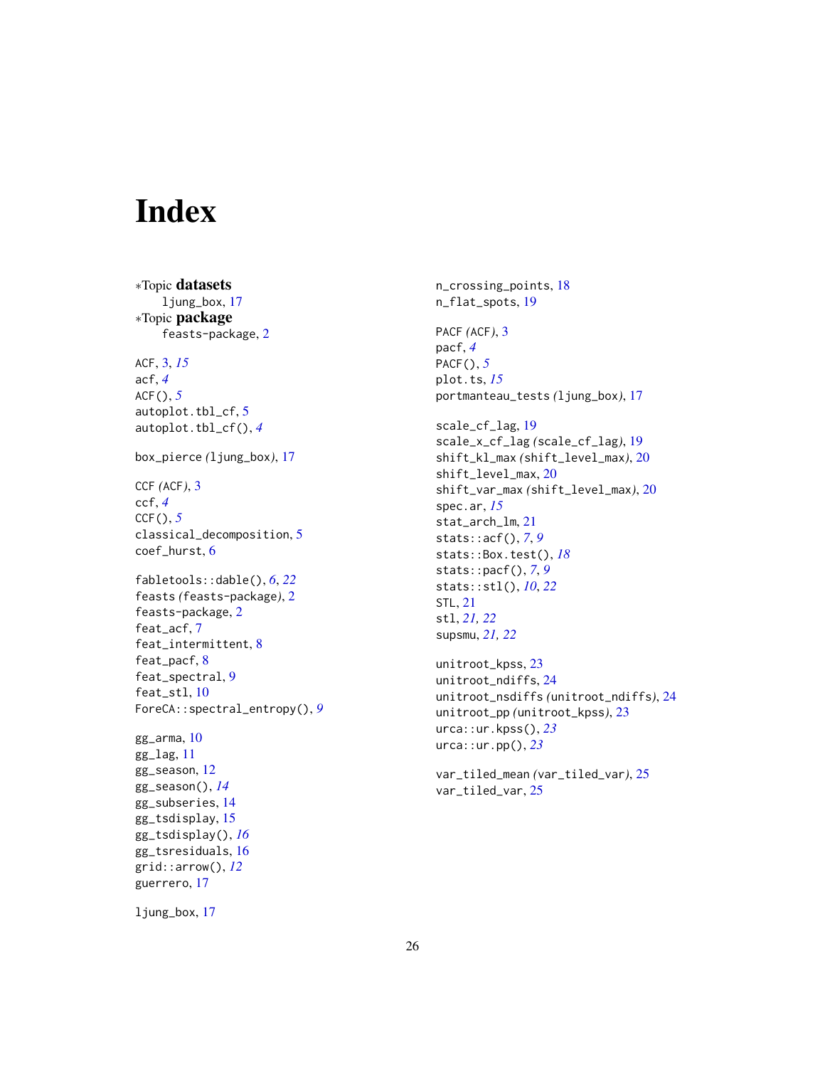# Index

∗Topic **datasets**
    ljung_box, 17

∗Topic **package**
    feasts-package, 2

ACF, 3, *15*
acf, *4*
ACF(), *5*
autoplot.tbl_cf, 5
autoplot.tbl_cf(), *4*

box_pierce *(*ljung_box*)*, 17

CCF *(*ACF*)*, 3
ccf, *4*
CCF(), *5*
classical_decomposition, 5
coef_hurst, 6

fabletools::dable(), *6*, *22*
feasts *(*feasts-package*)*, 2
feasts-package, 2
feat_acf, 7
feat_intermittent, 8
feat_pacf, 8
feat_spectral, 9
feat_stl, 10
ForeCA::spectral_entropy(), *9*

gg_arma, 10
gg_lag, 11
gg_season, 12
gg_season(), *14*
gg_subseries, 14
gg_tsdisplay, 15
gg_tsdisplay(), *16*
gg_tsresiduals, 16
grid::arrow(), *12*
guerrero, 17

ljung_box, 17

n_crossing_points, 18
n_flat_spots, 19

PACF *(*ACF*)*, 3
pacf, *4*
PACF(), *5*
plot.ts, *15*
portmanteau_tests *(*ljung_box*)*, 17

scale_cf_lag, 19
scale_x_cf_lag *(*scale_cf_lag*)*, 19
shift_kl_max *(*shift_level_max*)*, 20
shift_level_max, 20
shift_var_max *(*shift_level_max*)*, 20
spec.ar, *15*
stat_arch_lm, 21
stats::acf(), *7*, *9*
stats::Box.test(), *18*
stats::pacf(), *7*, *9*
stats::stl(), *10*, *22*
STL, 21
stl, *21, 22*
supsmu, *21, 22*

unitroot_kpss, 23
unitroot_ndiffs, 24
unitroot_nsdiffs *(*unitroot_ndiffs*)*, 24
unitroot_pp *(*unitroot_kpss*)*, 23
urca::ur.kpss(), *23*
urca::ur.pp(), *23*

var_tiled_mean *(*var_tiled_var*)*, 25
var_tiled_var, 25